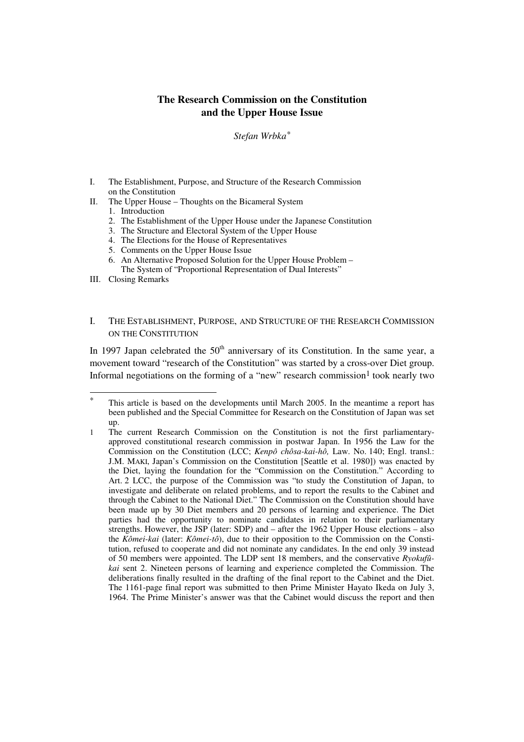# The Research Commission on the Constitution and the Upper House Issue

*Stefan Wrbka*[*]

I. The Establishment, Purpose, and Structure of the Research Commission on the Constitution
II. The Upper House – Thoughts on the Bicameral System
   1. Introduction
   2. The Establishment of the Upper House under the Japanese Constitution
   3. The Structure and Electoral System of the Upper House
   4. The Elections for the House of Representatives
   5. Comments on the Upper House Issue
   6. An Alternative Proposed Solution for the Upper House Problem – The System of "Proportional Representation of Dual Interests"
III. Closing Remarks

## I. The Establishment, Purpose, and Structure of the Research Commission on the Constitution

In 1997 Japan celebrated the 50th anniversary of its Constitution. In the same year, a movement toward "research of the Constitution" was started by a cross-over Diet group. Informal negotiations on the forming of a "new" research commission[1] took nearly two

---

[*] This article is based on the developments until March 2005. In the meantime a report has been published and the Special Committee for Research on the Constitution of Japan was set up.

[1] The current Research Commission on the Constitution is not the first parliamentary-approved constitutional research commission in postwar Japan. In 1956 the Law for the Commission on the Constitution (LCC; *Kenpô chôsa-kai-hô,* Law. No. 140; Engl. transl.: J.M. MAKI, Japan's Commission on the Constitution [Seattle et al. 1980]) was enacted by the Diet, laying the foundation for the "Commission on the Constitution." According to Art. 2 LCC, the purpose of the Commission was "to study the Constitution of Japan, to investigate and deliberate on related problems, and to report the results to the Cabinet and through the Cabinet to the National Diet." The Commission on the Constitution should have been made up by 30 Diet members and 20 persons of learning and experience. The Diet parties had the opportunity to nominate candidates in relation to their parliamentary strengths. However, the JSP (later: SDP) and – after the 1962 Upper House elections – also the *Kômei-kai* (later: *Kômei-tô*), due to their opposition to the Commission on the Constitution, refused to cooperate and did not nominate any candidates. In the end only 39 instead of 50 members were appointed. The LDP sent 18 members, and the conservative *Ryokufû-kai* sent 2. Nineteen persons of learning and experience completed the Commission. The deliberations finally resulted in the drafting of the final report to the Cabinet and the Diet. The 1161-page final report was submitted to then Prime Minister Hayato Ikeda on July 3, 1964. The Prime Minister's answer was that the Cabinet would discuss the report and then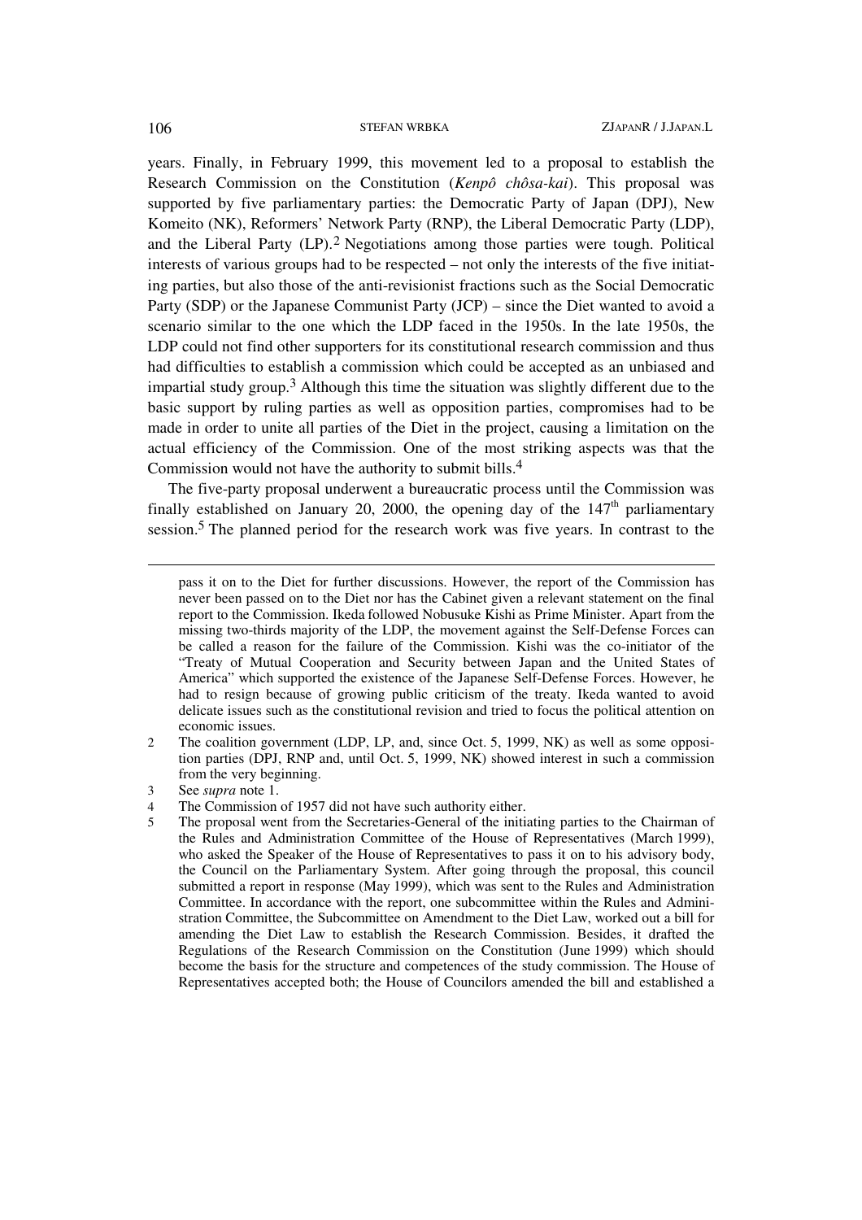years. Finally, in February 1999, this movement led to a proposal to establish the Research Commission on the Constitution (*Kenpô chôsa-kai*). This proposal was supported by five parliamentary parties: the Democratic Party of Japan (DPJ), New Komeito (NK), Reformers' Network Party (RNP), the Liberal Democratic Party (LDP), and the Liberal Party (LP).[2] Negotiations among those parties were tough. Political interests of various groups had to be respected – not only the interests of the five initiating parties, but also those of the anti-revisionist fractions such as the Social Democratic Party (SDP) or the Japanese Communist Party (JCP) – since the Diet wanted to avoid a scenario similar to the one which the LDP faced in the 1950s. In the late 1950s, the LDP could not find other supporters for its constitutional research commission and thus had difficulties to establish a commission which could be accepted as an unbiased and impartial study group.[3] Although this time the situation was slightly different due to the basic support by ruling parties as well as opposition parties, compromises had to be made in order to unite all parties of the Diet in the project, causing a limitation on the actual efficiency of the Commission. One of the most striking aspects was that the Commission would not have the authority to submit bills.[4]

The five-party proposal underwent a bureaucratic process until the Commission was finally established on January 20, 2000, the opening day of the 147th parliamentary session.[5] The planned period for the research work was five years. In contrast to the

---

pass it on to the Diet for further discussions. However, the report of the Commission has never been passed on to the Diet nor has the Cabinet given a relevant statement on the final report to the Commission. Ikeda followed Nobusuke Kishi as Prime Minister. Apart from the missing two-thirds majority of the LDP, the movement against the Self-Defense Forces can be called a reason for the failure of the Commission. Kishi was the co-initiator of the "Treaty of Mutual Cooperation and Security between Japan and the United States of America" which supported the existence of the Japanese Self-Defense Forces. However, he had to resign because of growing public criticism of the treaty. Ikeda wanted to avoid delicate issues such as the constitutional revision and tried to focus the political attention on economic issues.

2 The coalition government (LDP, LP, and, since Oct. 5, 1999, NK) as well as some opposition parties (DPJ, RNP and, until Oct. 5, 1999, NK) showed interest in such a commission from the very beginning.

3 See *supra* note 1.

4 The Commission of 1957 did not have such authority either.

5 The proposal went from the Secretaries-General of the initiating parties to the Chairman of the Rules and Administration Committee of the House of Representatives (March 1999), who asked the Speaker of the House of Representatives to pass it on to his advisory body, the Council on the Parliamentary System. After going through the proposal, this council submitted a report in response (May 1999), which was sent to the Rules and Administration Committee. In accordance with the report, one subcommittee within the Rules and Administration Committee, the Subcommittee on Amendment to the Diet Law, worked out a bill for amending the Diet Law to establish the Research Commission. Besides, it drafted the Regulations of the Research Commission on the Constitution (June 1999) which should become the basis for the structure and competences of the study commission. The House of Representatives accepted both; the House of Councilors amended the bill and established a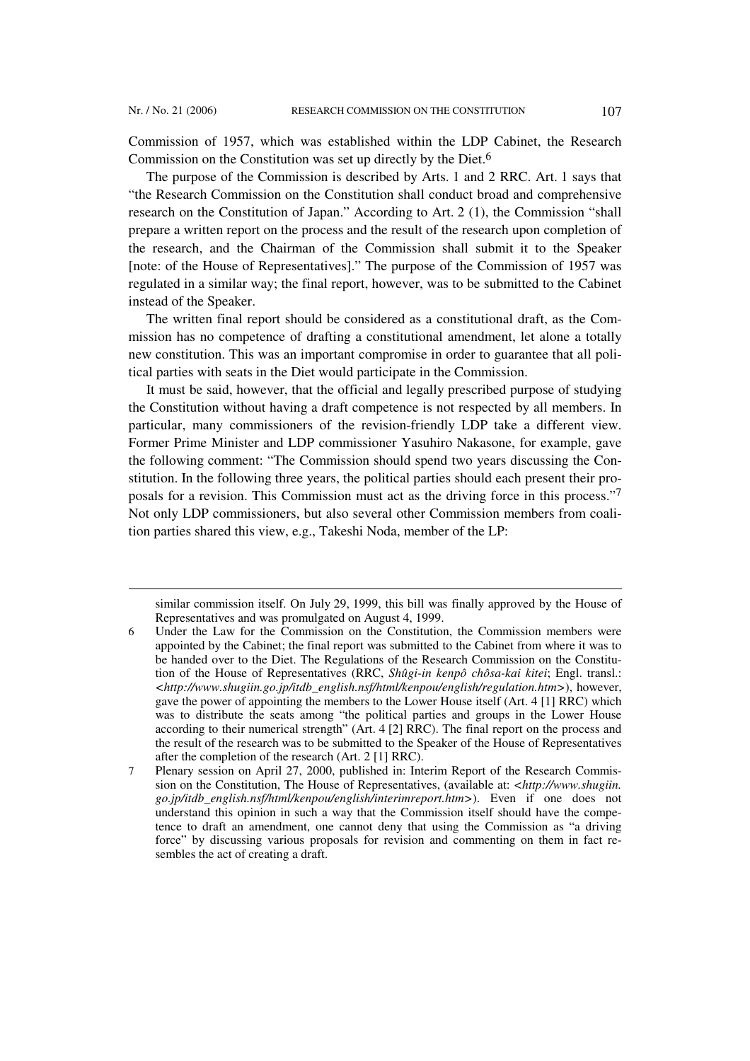Commission of 1957, which was established within the LDP Cabinet, the Research Commission on the Constitution was set up directly by the Diet.[6]

The purpose of the Commission is described by Arts. 1 and 2 RRC. Art. 1 says that "the Research Commission on the Constitution shall conduct broad and comprehensive research on the Constitution of Japan." According to Art. 2 (1), the Commission "shall prepare a written report on the process and the result of the research upon completion of the research, and the Chairman of the Commission shall submit it to the Speaker [note: of the House of Representatives]." The purpose of the Commission of 1957 was regulated in a similar way; the final report, however, was to be submitted to the Cabinet instead of the Speaker.

The written final report should be considered as a constitutional draft, as the Commission has no competence of drafting a constitutional amendment, let alone a totally new constitution. This was an important compromise in order to guarantee that all political parties with seats in the Diet would participate in the Commission.

It must be said, however, that the official and legally prescribed purpose of studying the Constitution without having a draft competence is not respected by all members. In particular, many commissioners of the revision-friendly LDP take a different view. Former Prime Minister and LDP commissioner Yasuhiro Nakasone, for example, gave the following comment: "The Commission should spend two years discussing the Constitution. In the following three years, the political parties should each present their proposals for a revision. This Commission must act as the driving force in this process."[7] Not only LDP commissioners, but also several other Commission members from coalition parties shared this view, e.g., Takeshi Noda, member of the LP:

---

similar commission itself. On July 29, 1999, this bill was finally approved by the House of Representatives and was promulgated on August 4, 1999.

6 Under the Law for the Commission on the Constitution, the Commission members were appointed by the Cabinet; the final report was submitted to the Cabinet from where it was to be handed over to the Diet. The Regulations of the Research Commission on the Constitution of the House of Representatives (RRC, *Shûgi-in kenpô chôsa-kai kitei*; Engl. transl.: <*http://www.shugiin.go.jp/itdb_english.nsf/html/kenpou/english/regulation.htm*>), however, gave the power of appointing the members to the Lower House itself (Art. 4 [1] RRC) which was to distribute the seats among "the political parties and groups in the Lower House according to their numerical strength" (Art. 4 [2] RRC). The final report on the process and the result of the research was to be submitted to the Speaker of the House of Representatives after the completion of the research (Art. 2 [1] RRC).

7 Plenary session on April 27, 2000, published in: Interim Report of the Research Commission on the Constitution, The House of Representatives, (available at: <*http://www.shugiin.go.jp/itdb_english.nsf/html/kenpou/english/interimreport.htm*>). Even if one does not understand this opinion in such a way that the Commission itself should have the competence to draft an amendment, one cannot deny that using the Commission as "a driving force" by discussing various proposals for revision and commenting on them in fact resembles the act of creating a draft.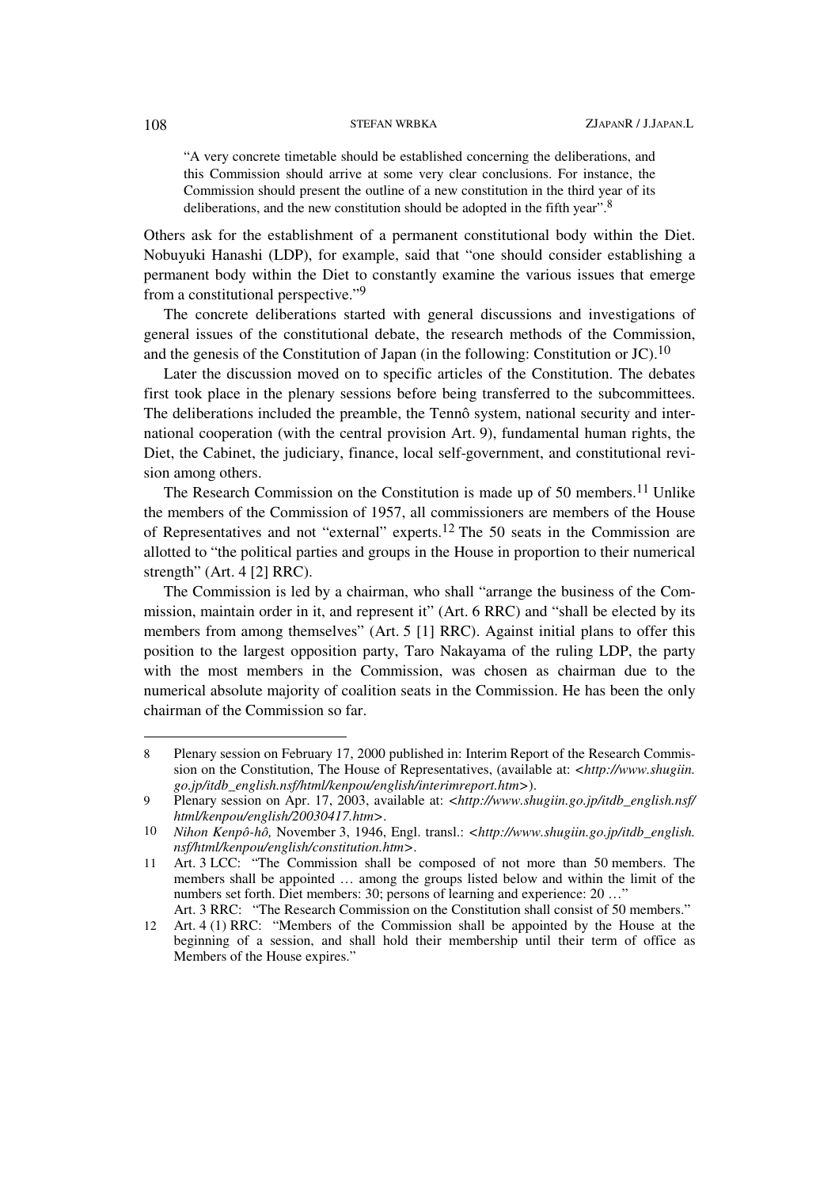> "A very concrete timetable should be established concerning the deliberations, and this Commission should arrive at some very clear conclusions. For instance, the Commission should present the outline of a new constitution in the third year of its deliberations, and the new constitution should be adopted in the fifth year".[8]

Others ask for the establishment of a permanent constitutional body within the Diet. Nobuyuki Hanashi (LDP), for example, said that "one should consider establishing a permanent body within the Diet to constantly examine the various issues that emerge from a constitutional perspective."[9]

The concrete deliberations started with general discussions and investigations of general issues of the constitutional debate, the research methods of the Commission, and the genesis of the Constitution of Japan (in the following: Constitution or JC).[10]

Later the discussion moved on to specific articles of the Constitution. The debates first took place in the plenary sessions before being transferred to the subcommittees. The deliberations included the preamble, the Tennô system, national security and international cooperation (with the central provision Art. 9), fundamental human rights, the Diet, the Cabinet, the judiciary, finance, local self-government, and constitutional revision among others.

The Research Commission on the Constitution is made up of 50 members.[11] Unlike the members of the Commission of 1957, all commissioners are members of the House of Representatives and not "external" experts.[12] The 50 seats in the Commission are allotted to "the political parties and groups in the House in proportion to their numerical strength" (Art. 4 [2] RRC).

The Commission is led by a chairman, who shall "arrange the business of the Commission, maintain order in it, and represent it" (Art. 6 RRC) and "shall be elected by its members from among themselves" (Art. 5 [1] RRC). Against initial plans to offer this position to the largest opposition party, Taro Nakayama of the ruling LDP, the party with the most members in the Commission, was chosen as chairman due to the numerical absolute majority of coalition seats in the Commission. He has been the only chairman of the Commission so far.

---

8 Plenary session on February 17, 2000 published in: Interim Report of the Research Commission on the Constitution, The House of Representatives, (available at: <*http://www.shugiin.go.jp/itdb_english.nsf/html/kenpou/english/interimreport.htm*>).

9 Plenary session on Apr. 17, 2003, available at: <*http://www.shugiin.go.jp/itdb_english.nsf/html/kenpou/english/20030417.htm*>.

10 *Nihon Kenpô-hô,* November 3, 1946, Engl. transl.: <*http://www.shugiin.go.jp/itdb_english.nsf/html/kenpou/english/constitution.htm*>.

11 Art. 3 LCC: "The Commission shall be composed of not more than 50 members. The members shall be appointed … among the groups listed below and within the limit of the numbers set forth. Diet members: 30; persons of learning and experience: 20 …"
Art. 3 RRC: "The Research Commission on the Constitution shall consist of 50 members."

12 Art. 4 (1) RRC: "Members of the Commission shall be appointed by the House at the beginning of a session, and shall hold their membership until their term of office as Members of the House expires."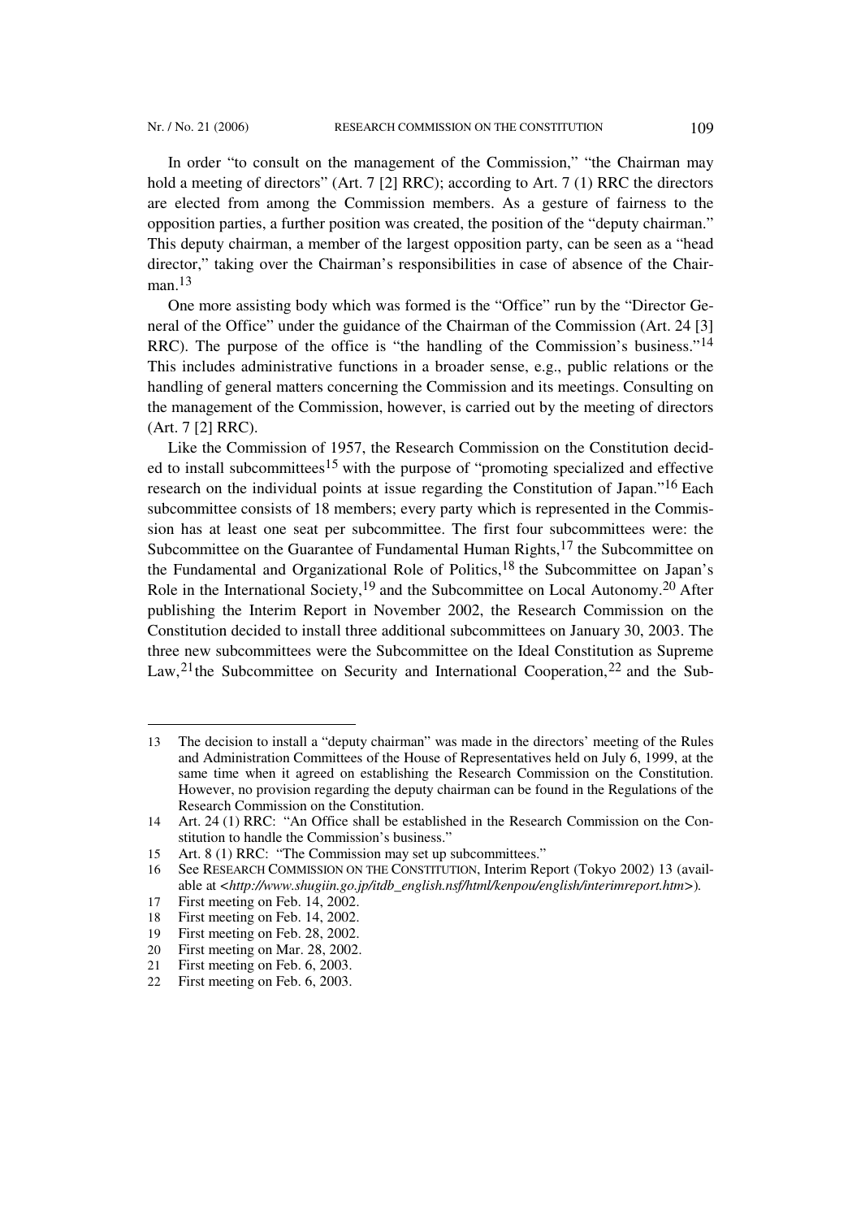In order "to consult on the management of the Commission," "the Chairman may hold a meeting of directors" (Art. 7 [2] RRC); according to Art. 7 (1) RRC the directors are elected from among the Commission members. As a gesture of fairness to the opposition parties, a further position was created, the position of the "deputy chairman." This deputy chairman, a member of the largest opposition party, can be seen as a "head director," taking over the Chairman's responsibilities in case of absence of the Chairman.[13]

One more assisting body which was formed is the "Office" run by the "Director General of the Office" under the guidance of the Chairman of the Commission (Art. 24 [3] RRC). The purpose of the office is "the handling of the Commission's business."[14] This includes administrative functions in a broader sense, e.g., public relations or the handling of general matters concerning the Commission and its meetings. Consulting on the management of the Commission, however, is carried out by the meeting of directors (Art. 7 [2] RRC).

Like the Commission of 1957, the Research Commission on the Constitution decided to install subcommittees[15] with the purpose of "promoting specialized and effective research on the individual points at issue regarding the Constitution of Japan."[16] Each subcommittee consists of 18 members; every party which is represented in the Commission has at least one seat per subcommittee. The first four subcommittees were: the Subcommittee on the Guarantee of Fundamental Human Rights,[17] the Subcommittee on the Fundamental and Organizational Role of Politics,[18] the Subcommittee on Japan's Role in the International Society,[19] and the Subcommittee on Local Autonomy.[20] After publishing the Interim Report in November 2002, the Research Commission on the Constitution decided to install three additional subcommittees on January 30, 2003. The three new subcommittees were the Subcommittee on the Ideal Constitution as Supreme Law,[21] the Subcommittee on Security and International Cooperation,[22] and the Sub-

---

13 The decision to install a "deputy chairman" was made in the directors' meeting of the Rules and Administration Committees of the House of Representatives held on July 6, 1999, at the same time when it agreed on establishing the Research Commission on the Constitution. However, no provision regarding the deputy chairman can be found in the Regulations of the Research Commission on the Constitution.

14 Art. 24 (1) RRC: "An Office shall be established in the Research Commission on the Constitution to handle the Commission's business."

15 Art. 8 (1) RRC: "The Commission may set up subcommittees."

16 See RESEARCH COMMISSION ON THE CONSTITUTION, Interim Report (Tokyo 2002) 13 (available at <*http://www.shugiin.go.jp/itdb_english.nsf/html/kenpou/english/interimreport.htm*>).

17 First meeting on Feb. 14, 2002.

18 First meeting on Feb. 14, 2002.

19 First meeting on Feb. 28, 2002.

20 First meeting on Mar. 28, 2002.

21 First meeting on Feb. 6, 2003.

22 First meeting on Feb. 6, 2003.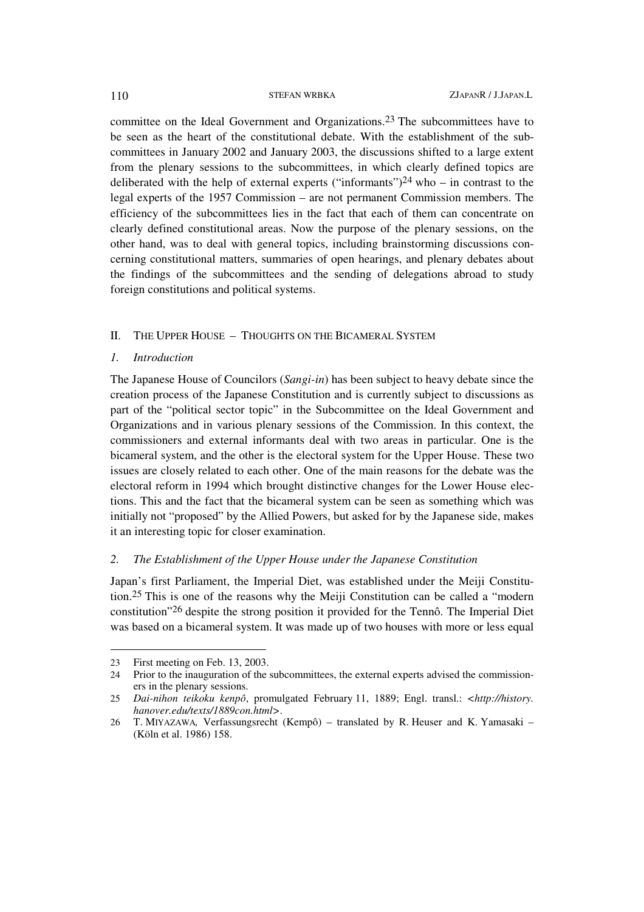committee on the Ideal Government and Organizations.[23] The subcommittees have to be seen as the heart of the constitutional debate. With the establishment of the subcommittees in January 2002 and January 2003, the discussions shifted to a large extent from the plenary sessions to the subcommittees, in which clearly defined topics are deliberated with the help of external experts ("informants")[24] who – in contrast to the legal experts of the 1957 Commission – are not permanent Commission members. The efficiency of the subcommittees lies in the fact that each of them can concentrate on clearly defined constitutional areas. Now the purpose of the plenary sessions, on the other hand, was to deal with general topics, including brainstorming discussions concerning constitutional matters, summaries of open hearings, and plenary debates about the findings of the subcommittees and the sending of delegations abroad to study foreign constitutions and political systems.

## II. THE UPPER HOUSE – THOUGHTS ON THE BICAMERAL SYSTEM

### *1. Introduction*

The Japanese House of Councilors (*Sangi-in*) has been subject to heavy debate since the creation process of the Japanese Constitution and is currently subject to discussions as part of the "political sector topic" in the Subcommittee on the Ideal Government and Organizations and in various plenary sessions of the Commission. In this context, the commissioners and external informants deal with two areas in particular. One is the bicameral system, and the other is the electoral system for the Upper House. These two issues are closely related to each other. One of the main reasons for the debate was the electoral reform in 1994 which brought distinctive changes for the Lower House elections. This and the fact that the bicameral system can be seen as something which was initially not "proposed" by the Allied Powers, but asked for by the Japanese side, makes it an interesting topic for closer examination.

### *2. The Establishment of the Upper House under the Japanese Constitution*

Japan's first Parliament, the Imperial Diet, was established under the Meiji Constitution.[25] This is one of the reasons why the Meiji Constitution can be called a "modern constitution"[26] despite the strong position it provided for the Tennô. The Imperial Diet was based on a bicameral system. It was made up of two houses with more or less equal

---

23 First meeting on Feb. 13, 2003.

24 Prior to the inauguration of the subcommittees, the external experts advised the commissioners in the plenary sessions.

25 *Dai-nihon teikoku kenpô*, promulgated February 11, 1889; Engl. transl.: <*http://history.hanover.edu/texts/1889con.html*>.

26 T. MIYAZAWA, Verfassungsrecht (Kempô) – translated by R. Heuser and K. Yamasaki – (Köln et al. 1986) 158.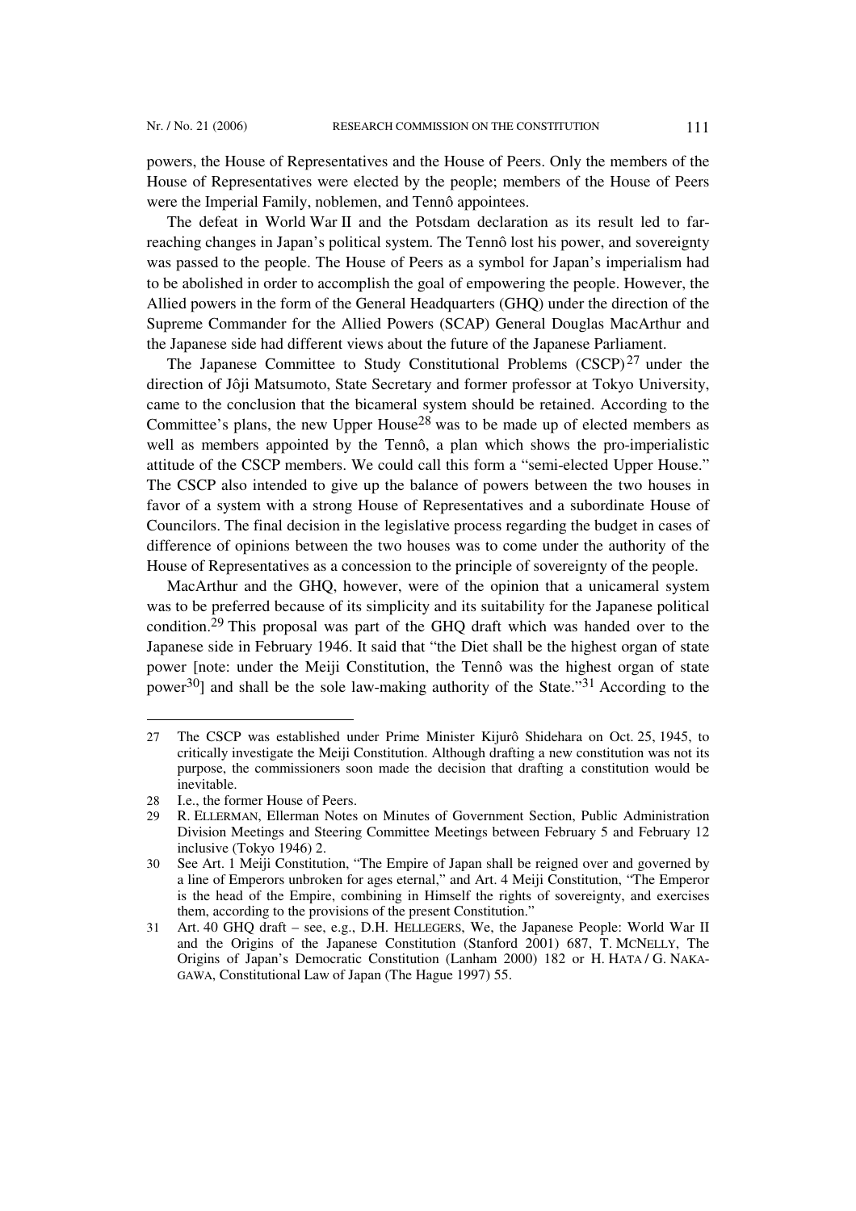powers, the House of Representatives and the House of Peers. Only the members of the House of Representatives were elected by the people; members of the House of Peers were the Imperial Family, noblemen, and Tennô appointees.

The defeat in World War II and the Potsdam declaration as its result led to far-reaching changes in Japan's political system. The Tennô lost his power, and sovereignty was passed to the people. The House of Peers as a symbol for Japan's imperialism had to be abolished in order to accomplish the goal of empowering the people. However, the Allied powers in the form of the General Headquarters (GHQ) under the direction of the Supreme Commander for the Allied Powers (SCAP) General Douglas MacArthur and the Japanese side had different views about the future of the Japanese Parliament.

The Japanese Committee to Study Constitutional Problems (CSCP)[27] under the direction of Jôji Matsumoto, State Secretary and former professor at Tokyo University, came to the conclusion that the bicameral system should be retained. According to the Committee's plans, the new Upper House[28] was to be made up of elected members as well as members appointed by the Tennô, a plan which shows the pro-imperialistic attitude of the CSCP members. We could call this form a "semi-elected Upper House." The CSCP also intended to give up the balance of powers between the two houses in favor of a system with a strong House of Representatives and a subordinate House of Councilors. The final decision in the legislative process regarding the budget in cases of difference of opinions between the two houses was to come under the authority of the House of Representatives as a concession to the principle of sovereignty of the people.

MacArthur and the GHQ, however, were of the opinion that a unicameral system was to be preferred because of its simplicity and its suitability for the Japanese political condition.[29] This proposal was part of the GHQ draft which was handed over to the Japanese side in February 1946. It said that "the Diet shall be the highest organ of state power [note: under the Meiji Constitution, the Tennô was the highest organ of state power[30]] and shall be the sole law-making authority of the State."[31] According to the

---

27 The CSCP was established under Prime Minister Kijurô Shidehara on Oct. 25, 1945, to critically investigate the Meiji Constitution. Although drafting a new constitution was not its purpose, the commissioners soon made the decision that drafting a constitution would be inevitable.

28 I.e., the former House of Peers.

29 R. ELLERMAN, Ellerman Notes on Minutes of Government Section, Public Administration Division Meetings and Steering Committee Meetings between February 5 and February 12 inclusive (Tokyo 1946) 2.

30 See Art. 1 Meiji Constitution, "The Empire of Japan shall be reigned over and governed by a line of Emperors unbroken for ages eternal," and Art. 4 Meiji Constitution, "The Emperor is the head of the Empire, combining in Himself the rights of sovereignty, and exercises them, according to the provisions of the present Constitution."

31 Art. 40 GHQ draft – see, e.g., D.H. HELLEGERS, We, the Japanese People: World War II and the Origins of the Japanese Constitution (Stanford 2001) 687, T. MCNELLY, The Origins of Japan's Democratic Constitution (Lanham 2000) 182 or H. HATA / G. NAKAGAWA, Constitutional Law of Japan (The Hague 1997) 55.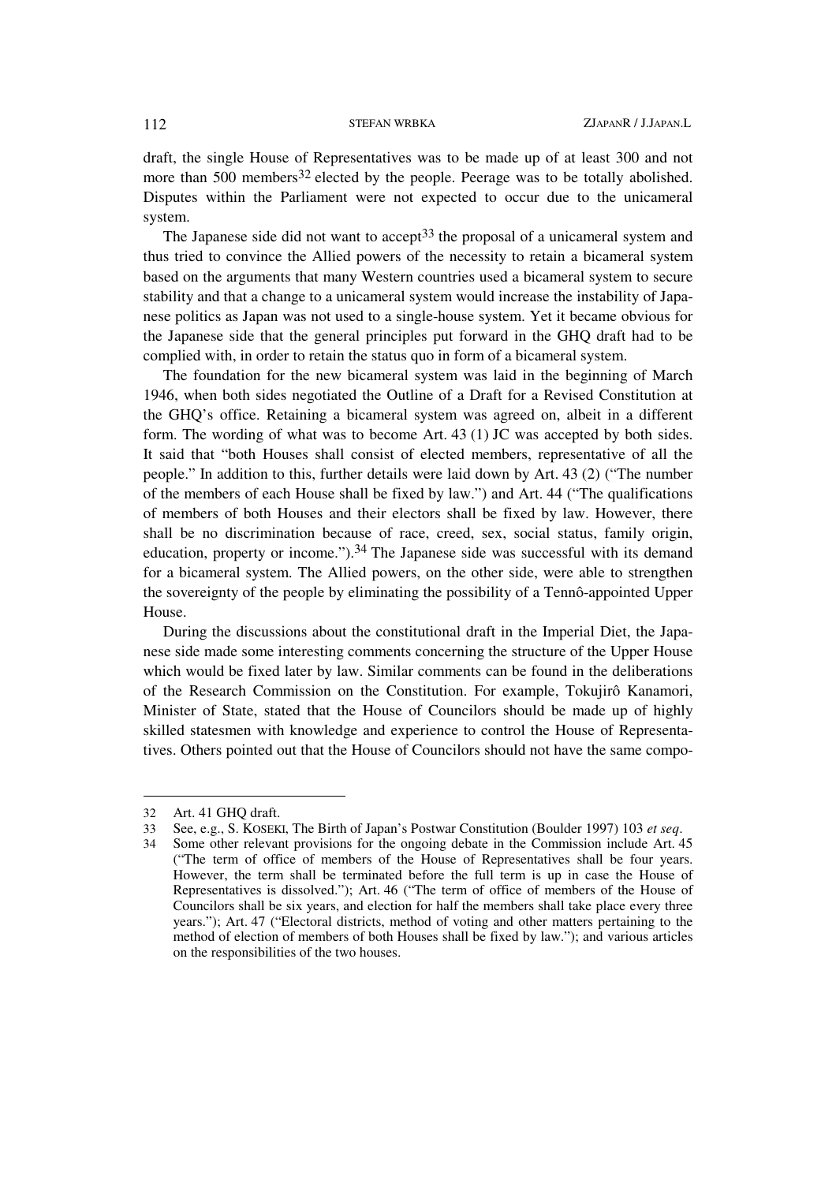draft, the single House of Representatives was to be made up of at least 300 and not more than 500 members[32] elected by the people. Peerage was to be totally abolished. Disputes within the Parliament were not expected to occur due to the unicameral system.

The Japanese side did not want to accept[33] the proposal of a unicameral system and thus tried to convince the Allied powers of the necessity to retain a bicameral system based on the arguments that many Western countries used a bicameral system to secure stability and that a change to a unicameral system would increase the instability of Japanese politics as Japan was not used to a single-house system. Yet it became obvious for the Japanese side that the general principles put forward in the GHQ draft had to be complied with, in order to retain the status quo in form of a bicameral system.

The foundation for the new bicameral system was laid in the beginning of March 1946, when both sides negotiated the Outline of a Draft for a Revised Constitution at the GHQ's office. Retaining a bicameral system was agreed on, albeit in a different form. The wording of what was to become Art. 43 (1) JC was accepted by both sides. It said that "both Houses shall consist of elected members, representative of all the people." In addition to this, further details were laid down by Art. 43 (2) ("The number of the members of each House shall be fixed by law.") and Art. 44 ("The qualifications of members of both Houses and their electors shall be fixed by law. However, there shall be no discrimination because of race, creed, sex, social status, family origin, education, property or income.").[34] The Japanese side was successful with its demand for a bicameral system. The Allied powers, on the other side, were able to strengthen the sovereignty of the people by eliminating the possibility of a Tennô-appointed Upper House.

During the discussions about the constitutional draft in the Imperial Diet, the Japanese side made some interesting comments concerning the structure of the Upper House which would be fixed later by law. Similar comments can be found in the deliberations of the Research Commission on the Constitution. For example, Tokujirô Kanamori, Minister of State, stated that the House of Councilors should be made up of highly skilled statesmen with knowledge and experience to control the House of Representatives. Others pointed out that the House of Councilors should not have the same compo-

---

32 Art. 41 GHQ draft.

33 See, e.g., S. KOSEKI, The Birth of Japan's Postwar Constitution (Boulder 1997) 103 *et seq*.

34 Some other relevant provisions for the ongoing debate in the Commission include Art. 45 ("The term of office of members of the House of Representatives shall be four years. However, the term shall be terminated before the full term is up in case the House of Representatives is dissolved."); Art. 46 ("The term of office of members of the House of Councilors shall be six years, and election for half the members shall take place every three years."); Art. 47 ("Electoral districts, method of voting and other matters pertaining to the method of election of members of both Houses shall be fixed by law."); and various articles on the responsibilities of the two houses.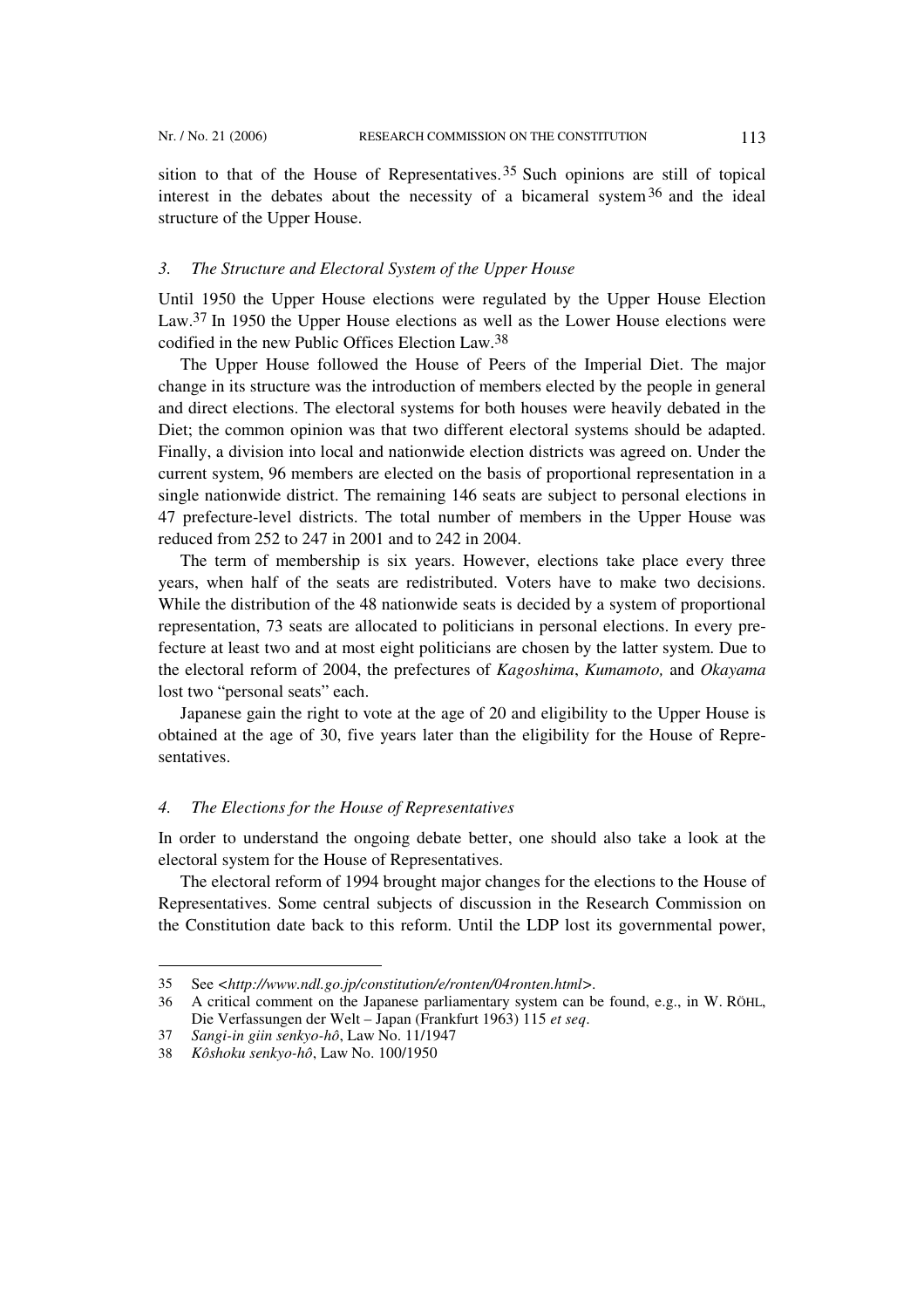sition to that of the House of Representatives.[35] Such opinions are still of topical interest in the debates about the necessity of a bicameral system[36] and the ideal structure of the Upper House.

### *3. The Structure and Electoral System of the Upper House*

Until 1950 the Upper House elections were regulated by the Upper House Election Law.[37] In 1950 the Upper House elections as well as the Lower House elections were codified in the new Public Offices Election Law.[38]

The Upper House followed the House of Peers of the Imperial Diet. The major change in its structure was the introduction of members elected by the people in general and direct elections. The electoral systems for both houses were heavily debated in the Diet; the common opinion was that two different electoral systems should be adapted. Finally, a division into local and nationwide election districts was agreed on. Under the current system, 96 members are elected on the basis of proportional representation in a single nationwide district. The remaining 146 seats are subject to personal elections in 47 prefecture-level districts. The total number of members in the Upper House was reduced from 252 to 247 in 2001 and to 242 in 2004.

The term of membership is six years. However, elections take place every three years, when half of the seats are redistributed. Voters have to make two decisions. While the distribution of the 48 nationwide seats is decided by a system of proportional representation, 73 seats are allocated to politicians in personal elections. In every prefecture at least two and at most eight politicians are chosen by the latter system. Due to the electoral reform of 2004, the prefectures of *Kagoshima*, *Kumamoto,* and *Okayama* lost two "personal seats" each.

Japanese gain the right to vote at the age of 20 and eligibility to the Upper House is obtained at the age of 30, five years later than the eligibility for the House of Representatives.

### *4. The Elections for the House of Representatives*

In order to understand the ongoing debate better, one should also take a look at the electoral system for the House of Representatives.

The electoral reform of 1994 brought major changes for the elections to the House of Representatives. Some central subjects of discussion in the Research Commission on the Constitution date back to this reform. Until the LDP lost its governmental power,

---

35 See <*http://www.ndl.go.jp/constitution/e/ronten/04ronten.html*>.

36 A critical comment on the Japanese parliamentary system can be found, e.g., in W. RÖHL, Die Verfassungen der Welt – Japan (Frankfurt 1963) 115 *et seq*.

37 *Sangi-in giin senkyo-hô*, Law No. 11/1947

38 *Kôshoku senkyo-hô*, Law No. 100/1950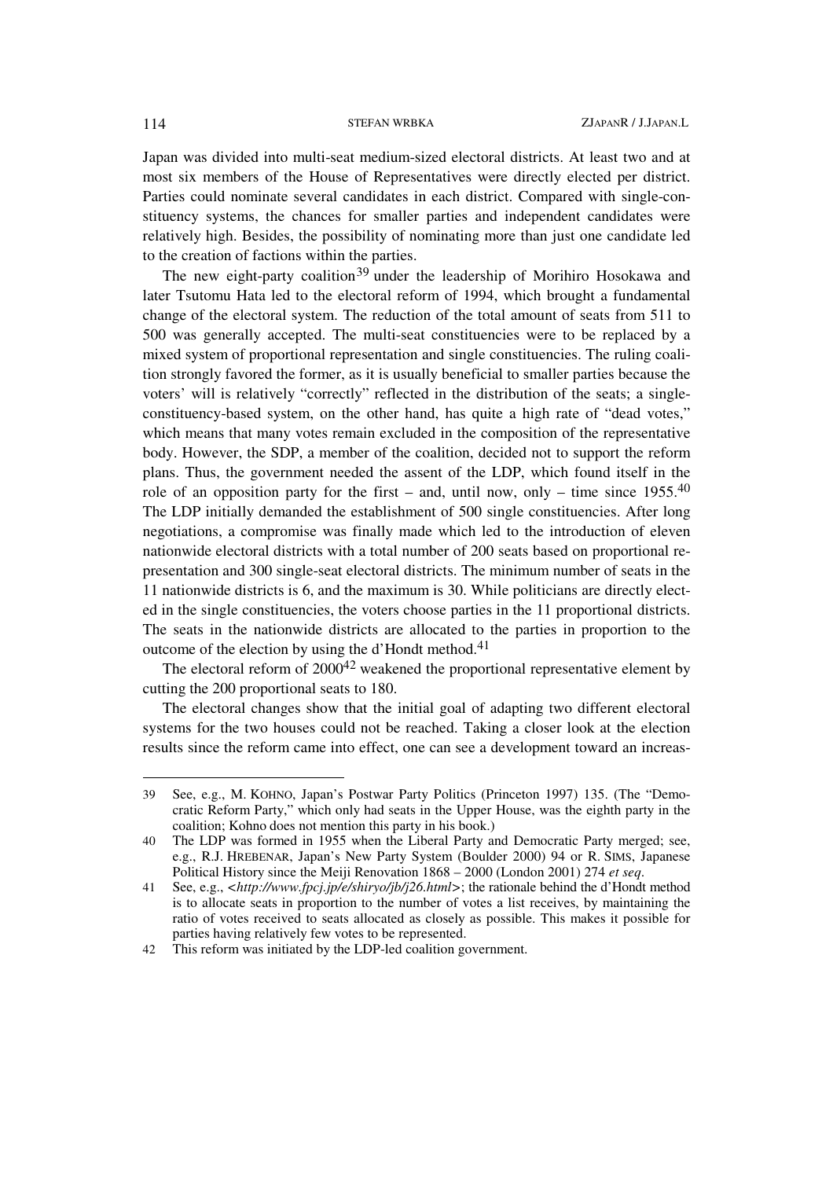Japan was divided into multi-seat medium-sized electoral districts. At least two and at most six members of the House of Representatives were directly elected per district. Parties could nominate several candidates in each district. Compared with single-constituency systems, the chances for smaller parties and independent candidates were relatively high. Besides, the possibility of nominating more than just one candidate led to the creation of factions within the parties.

The new eight-party coalition[39] under the leadership of Morihiro Hosokawa and later Tsutomu Hata led to the electoral reform of 1994, which brought a fundamental change of the electoral system. The reduction of the total amount of seats from 511 to 500 was generally accepted. The multi-seat constituencies were to be replaced by a mixed system of proportional representation and single constituencies. The ruling coalition strongly favored the former, as it is usually beneficial to smaller parties because the voters' will is relatively "correctly" reflected in the distribution of the seats; a single-constituency-based system, on the other hand, has quite a high rate of "dead votes," which means that many votes remain excluded in the composition of the representative body. However, the SDP, a member of the coalition, decided not to support the reform plans. Thus, the government needed the assent of the LDP, which found itself in the role of an opposition party for the first – and, until now, only – time since 1955.[40] The LDP initially demanded the establishment of 500 single constituencies. After long negotiations, a compromise was finally made which led to the introduction of eleven nationwide electoral districts with a total number of 200 seats based on proportional representation and 300 single-seat electoral districts. The minimum number of seats in the 11 nationwide districts is 6, and the maximum is 30. While politicians are directly elected in the single constituencies, the voters choose parties in the 11 proportional districts. The seats in the nationwide districts are allocated to the parties in proportion to the outcome of the election by using the d'Hondt method.[41]

The electoral reform of 2000[42] weakened the proportional representative element by cutting the 200 proportional seats to 180.

The electoral changes show that the initial goal of adapting two different electoral systems for the two houses could not be reached. Taking a closer look at the election results since the reform came into effect, one can see a development toward an increas-

---

39 See, e.g., M. KOHNO, Japan's Postwar Party Politics (Princeton 1997) 135. (The "Democratic Reform Party," which only had seats in the Upper House, was the eighth party in the coalition; Kohno does not mention this party in his book.)

40 The LDP was formed in 1955 when the Liberal Party and Democratic Party merged; see, e.g., R.J. HREBENAR, Japan's New Party System (Boulder 2000) 94 or R. SIMS, Japanese Political History since the Meiji Renovation 1868 – 2000 (London 2001) 274 *et seq*.

41 See, e.g., <*http://www.fpcj.jp/e/shiryo/jb/j26.html*>; the rationale behind the d'Hondt method is to allocate seats in proportion to the number of votes a list receives, by maintaining the ratio of votes received to seats allocated as closely as possible. This makes it possible for parties having relatively few votes to be represented.

42 This reform was initiated by the LDP-led coalition government.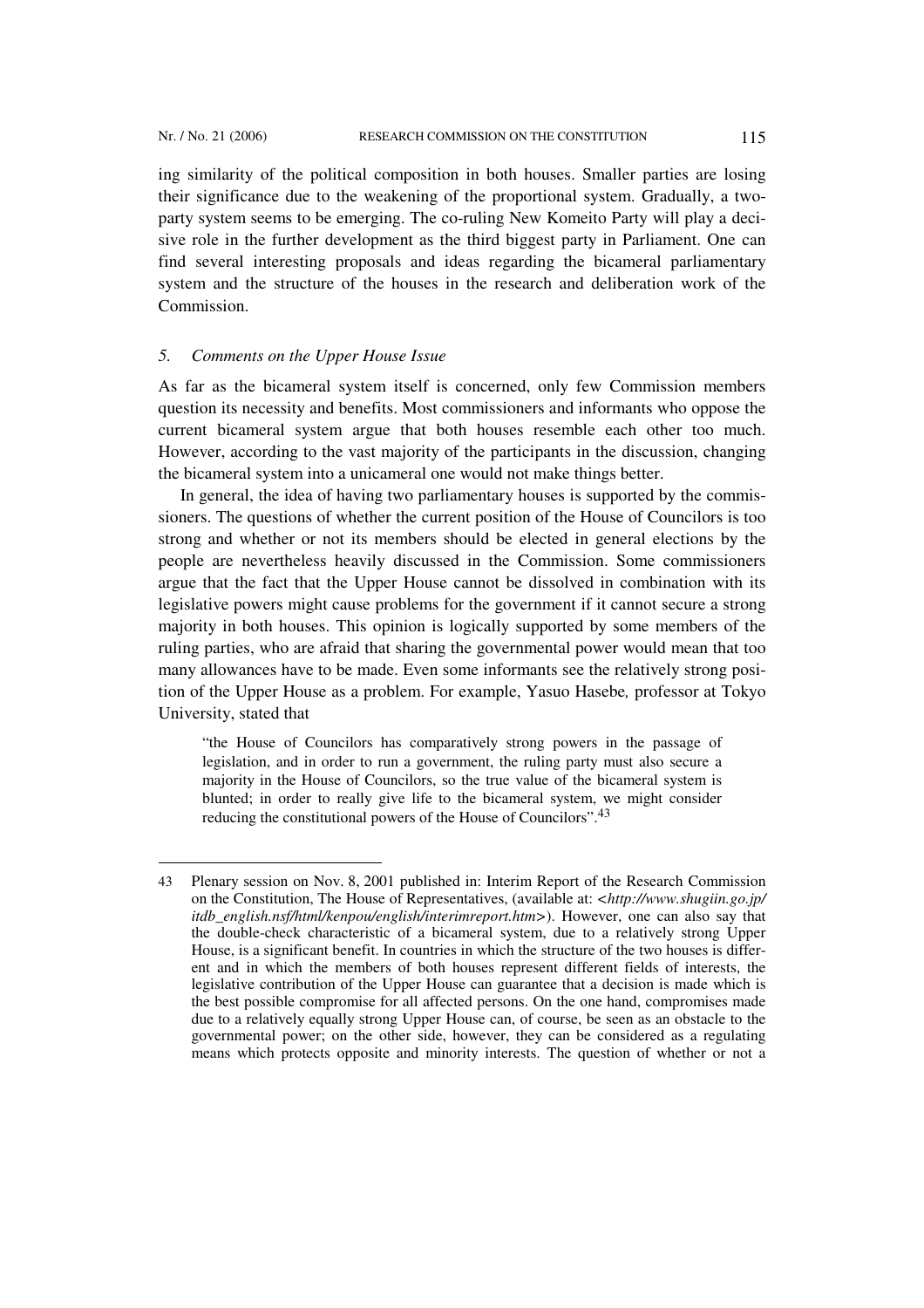ing similarity of the political composition in both houses. Smaller parties are losing their significance due to the weakening of the proportional system. Gradually, a two-party system seems to be emerging. The co-ruling New Komeito Party will play a decisive role in the further development as the third biggest party in Parliament. One can find several interesting proposals and ideas regarding the bicameral parliamentary system and the structure of the houses in the research and deliberation work of the Commission.

### *5. Comments on the Upper House Issue*

As far as the bicameral system itself is concerned, only few Commission members question its necessity and benefits. Most commissioners and informants who oppose the current bicameral system argue that both houses resemble each other too much. However, according to the vast majority of the participants in the discussion, changing the bicameral system into a unicameral one would not make things better.

In general, the idea of having two parliamentary houses is supported by the commissioners. The questions of whether the current position of the House of Councilors is too strong and whether or not its members should be elected in general elections by the people are nevertheless heavily discussed in the Commission. Some commissioners argue that the fact that the Upper House cannot be dissolved in combination with its legislative powers might cause problems for the government if it cannot secure a strong majority in both houses. This opinion is logically supported by some members of the ruling parties, who are afraid that sharing the governmental power would mean that too many allowances have to be made. Even some informants see the relatively strong position of the Upper House as a problem. For example, Yasuo Hasebe*,* professor at Tokyo University, stated that

> "the House of Councilors has comparatively strong powers in the passage of legislation, and in order to run a government, the ruling party must also secure a majority in the House of Councilors, so the true value of the bicameral system is blunted; in order to really give life to the bicameral system, we might consider reducing the constitutional powers of the House of Councilors".[43]

---

43 Plenary session on Nov. 8, 2001 published in: Interim Report of the Research Commission on the Constitution, The House of Representatives, (available at: <*http://www.shugiin.go.jp/itdb_english.nsf/html/kenpou/english/interimreport.htm*>). However, one can also say that the double-check characteristic of a bicameral system, due to a relatively strong Upper House, is a significant benefit. In countries in which the structure of the two houses is different and in which the members of both houses represent different fields of interests, the legislative contribution of the Upper House can guarantee that a decision is made which is the best possible compromise for all affected persons. On the one hand, compromises made due to a relatively equally strong Upper House can, of course, be seen as an obstacle to the governmental power; on the other side, however, they can be considered as a regulating means which protects opposite and minority interests. The question of whether or not a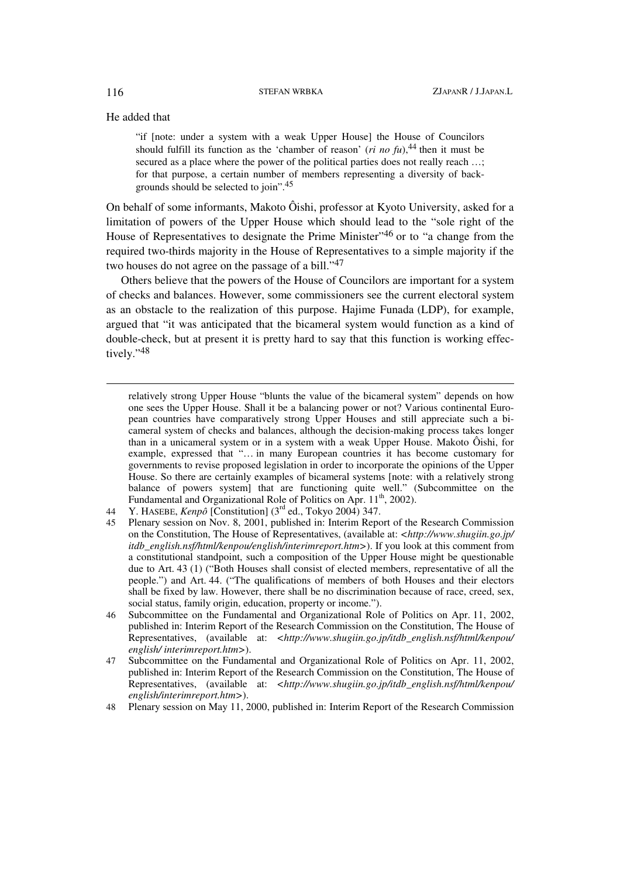He added that

> "if [note: under a system with a weak Upper House] the House of Councilors should fulfill its function as the 'chamber of reason' (*ri no fu*),[44] then it must be secured as a place where the power of the political parties does not really reach …; for that purpose, a certain number of members representing a diversity of backgrounds should be selected to join".[45]

On behalf of some informants, Makoto Ôishi, professor at Kyoto University, asked for a limitation of powers of the Upper House which should lead to the "sole right of the House of Representatives to designate the Prime Minister"[46] or to "a change from the required two-thirds majority in the House of Representatives to a simple majority if the two houses do not agree on the passage of a bill."[47]

Others believe that the powers of the House of Councilors are important for a system of checks and balances. However, some commissioners see the current electoral system as an obstacle to the realization of this purpose. Hajime Funada (LDP), for example, argued that "it was anticipated that the bicameral system would function as a kind of double-check, but at present it is pretty hard to say that this function is working effectively."[48]

---

relatively strong Upper House "blunts the value of the bicameral system" depends on how one sees the Upper House. Shall it be a balancing power or not? Various continental European countries have comparatively strong Upper Houses and still appreciate such a bicameral system of checks and balances, although the decision-making process takes longer than in a unicameral system or in a system with a weak Upper House. Makoto Ôishi, for example, expressed that "… in many European countries it has become customary for governments to revise proposed legislation in order to incorporate the opinions of the Upper House. So there are certainly examples of bicameral systems [note: with a relatively strong balance of powers system] that are functioning quite well." (Subcommittee on the Fundamental and Organizational Role of Politics on Apr. 11th, 2002).

44 Y. HASEBE, *Kenpô* [Constitution] (3rd ed., Tokyo 2004) 347.

45 Plenary session on Nov. 8, 2001, published in: Interim Report of the Research Commission on the Constitution, The House of Representatives, (available at: <*http://www.shugiin.go.jp/itdb_english.nsf/html/kenpou/english/interimreport.htm*>). If you look at this comment from a constitutional standpoint, such a composition of the Upper House might be questionable due to Art. 43 (1) ("Both Houses shall consist of elected members, representative of all the people.") and Art. 44. ("The qualifications of members of both Houses and their electors shall be fixed by law. However, there shall be no discrimination because of race, creed, sex, social status, family origin, education, property or income.").

46 Subcommittee on the Fundamental and Organizational Role of Politics on Apr. 11, 2002, published in: Interim Report of the Research Commission on the Constitution, The House of Representatives, (available at: <*http://www.shugiin.go.jp/itdb_english.nsf/html/kenpou/english/ interimreport.htm*>).

47 Subcommittee on the Fundamental and Organizational Role of Politics on Apr. 11, 2002, published in: Interim Report of the Research Commission on the Constitution, The House of Representatives, (available at: <*http://www.shugiin.go.jp/itdb_english.nsf/html/kenpou/english/interimreport.htm*>).

48 Plenary session on May 11, 2000, published in: Interim Report of the Research Commission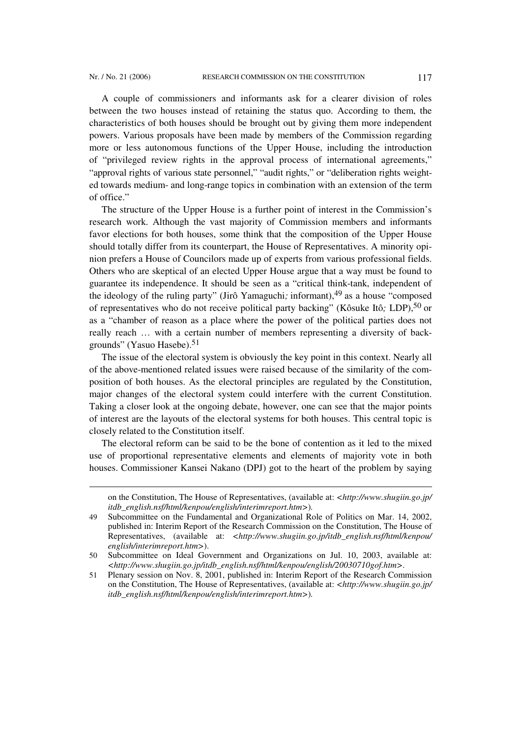A couple of commissioners and informants ask for a clearer division of roles between the two houses instead of retaining the status quo. According to them, the characteristics of both houses should be brought out by giving them more independent powers. Various proposals have been made by members of the Commission regarding more or less autonomous functions of the Upper House, including the introduction of "privileged review rights in the approval process of international agreements," "approval rights of various state personnel," "audit rights," or "deliberation rights weighted towards medium- and long-range topics in combination with an extension of the term of office."

The structure of the Upper House is a further point of interest in the Commission's research work. Although the vast majority of Commission members and informants favor elections for both houses, some think that the composition of the Upper House should totally differ from its counterpart, the House of Representatives. A minority opinion prefers a House of Councilors made up of experts from various professional fields. Others who are skeptical of an elected Upper House argue that a way must be found to guarantee its independence. It should be seen as a "critical think-tank, independent of the ideology of the ruling party" (Jirô Yamaguchi*;* informant),[49] as a house "composed of representatives who do not receive political party backing" (Kôsuke Itô*;* LDP),[50] or as a "chamber of reason as a place where the power of the political parties does not really reach … with a certain number of members representing a diversity of backgrounds" (Yasuo Hasebe).[51]

The issue of the electoral system is obviously the key point in this context. Nearly all of the above-mentioned related issues were raised because of the similarity of the composition of both houses. As the electoral principles are regulated by the Constitution, major changes of the electoral system could interfere with the current Constitution. Taking a closer look at the ongoing debate, however, one can see that the major points of interest are the layouts of the electoral systems for both houses. This central topic is closely related to the Constitution itself.

The electoral reform can be said to be the bone of contention as it led to the mixed use of proportional representative elements and elements of majority vote in both houses. Commissioner Kansei Nakano (DPJ) got to the heart of the problem by saying

---

on the Constitution, The House of Representatives, (available at: *<http://www.shugiin.go.jp/itdb_english.nsf/html/kenpou/english/interimreport.htm>*).

49 Subcommittee on the Fundamental and Organizational Role of Politics on Mar. 14, 2002, published in: Interim Report of the Research Commission on the Constitution, The House of Representatives, (available at: *<http://www.shugiin.go.jp/itdb_english.nsf/html/kenpou/english/interimreport.htm>*).

50 Subcommittee on Ideal Government and Organizations on Jul. 10, 2003, available at: *<http://www.shugiin.go.jp/itdb_english.nsf/html/kenpou/english/20030710gof.htm>*.

51 Plenary session on Nov. 8, 2001, published in: Interim Report of the Research Commission on the Constitution, The House of Representatives, (available at: *<http://www.shugiin.go.jp/itdb_english.nsf/html/kenpou/english/interimreport.htm>*).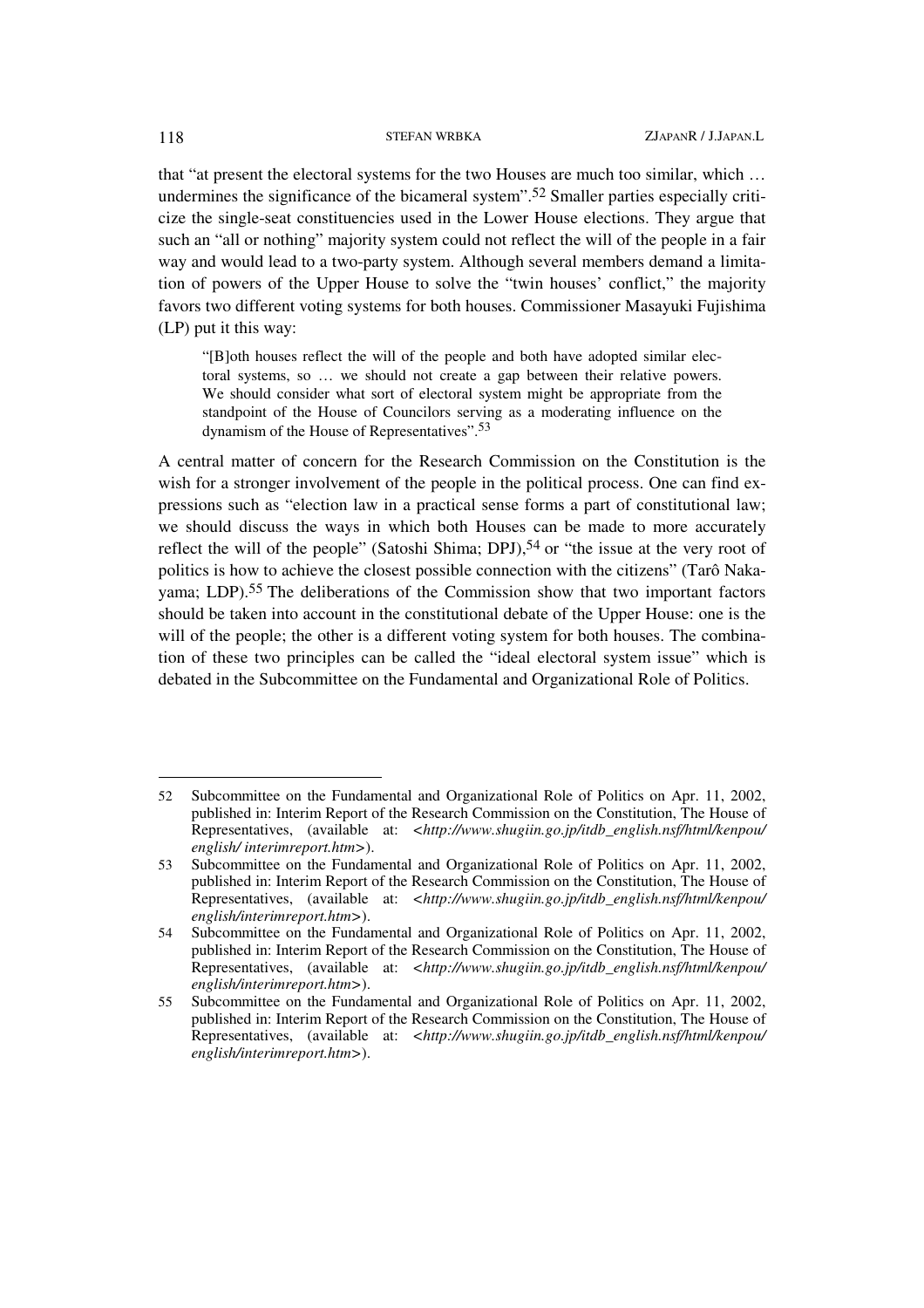that "at present the electoral systems for the two Houses are much too similar, which … undermines the significance of the bicameral system".[52] Smaller parties especially criticize the single-seat constituencies used in the Lower House elections. They argue that such an "all or nothing" majority system could not reflect the will of the people in a fair way and would lead to a two-party system. Although several members demand a limitation of powers of the Upper House to solve the "twin houses' conflict," the majority favors two different voting systems for both houses. Commissioner Masayuki Fujishima (LP) put it this way:

> "[B]oth houses reflect the will of the people and both have adopted similar electoral systems, so … we should not create a gap between their relative powers. We should consider what sort of electoral system might be appropriate from the standpoint of the House of Councilors serving as a moderating influence on the dynamism of the House of Representatives".[53]

A central matter of concern for the Research Commission on the Constitution is the wish for a stronger involvement of the people in the political process. One can find expressions such as "election law in a practical sense forms a part of constitutional law; we should discuss the ways in which both Houses can be made to more accurately reflect the will of the people" (Satoshi Shima; DPJ),[54] or "the issue at the very root of politics is how to achieve the closest possible connection with the citizens" (Tarô Nakayama; LDP).[55] The deliberations of the Commission show that two important factors should be taken into account in the constitutional debate of the Upper House: one is the will of the people; the other is a different voting system for both houses. The combination of these two principles can be called the "ideal electoral system issue" which is debated in the Subcommittee on the Fundamental and Organizational Role of Politics.

---

52 Subcommittee on the Fundamental and Organizational Role of Politics on Apr. 11, 2002, published in: Interim Report of the Research Commission on the Constitution, The House of Representatives, (available at: <*http://www.shugiin.go.jp/itdb_english.nsf/html/kenpou/english/ interimreport.htm*>).

53 Subcommittee on the Fundamental and Organizational Role of Politics on Apr. 11, 2002, published in: Interim Report of the Research Commission on the Constitution, The House of Representatives, (available at: <*http://www.shugiin.go.jp/itdb_english.nsf/html/kenpou/english/interimreport.htm*>).

54 Subcommittee on the Fundamental and Organizational Role of Politics on Apr. 11, 2002, published in: Interim Report of the Research Commission on the Constitution, The House of Representatives, (available at: <*http://www.shugiin.go.jp/itdb_english.nsf/html/kenpou/english/interimreport.htm*>).

55 Subcommittee on the Fundamental and Organizational Role of Politics on Apr. 11, 2002, published in: Interim Report of the Research Commission on the Constitution, The House of Representatives, (available at: <*http://www.shugiin.go.jp/itdb_english.nsf/html/kenpou/english/interimreport.htm*>).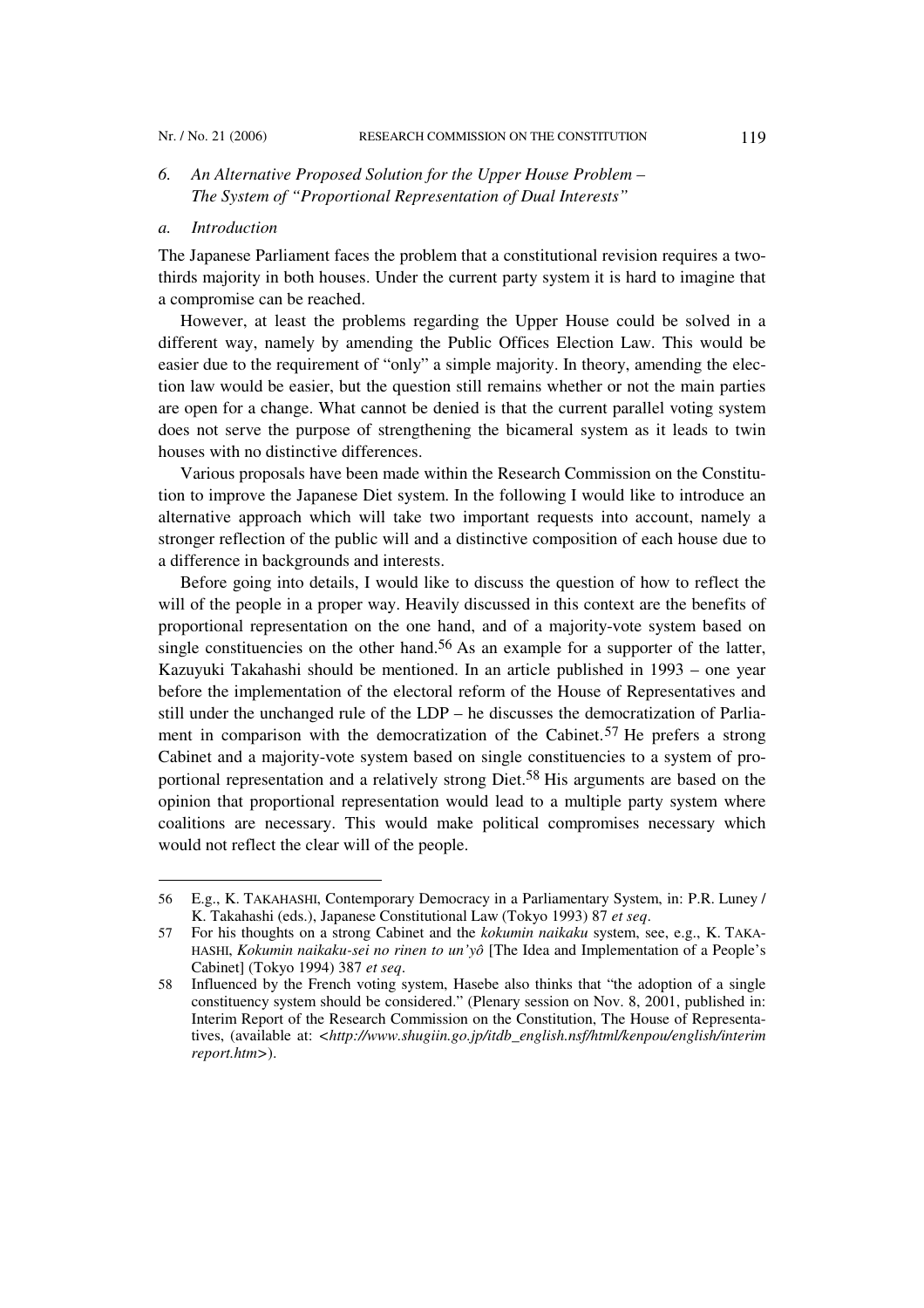### *6. An Alternative Proposed Solution for the Upper House Problem – The System of "Proportional Representation of Dual Interests"*

#### *a. Introduction*

The Japanese Parliament faces the problem that a constitutional revision requires a two-thirds majority in both houses. Under the current party system it is hard to imagine that a compromise can be reached.

However, at least the problems regarding the Upper House could be solved in a different way, namely by amending the Public Offices Election Law. This would be easier due to the requirement of "only" a simple majority. In theory, amending the election law would be easier, but the question still remains whether or not the main parties are open for a change. What cannot be denied is that the current parallel voting system does not serve the purpose of strengthening the bicameral system as it leads to twin houses with no distinctive differences.

Various proposals have been made within the Research Commission on the Constitution to improve the Japanese Diet system. In the following I would like to introduce an alternative approach which will take two important requests into account, namely a stronger reflection of the public will and a distinctive composition of each house due to a difference in backgrounds and interests.

Before going into details, I would like to discuss the question of how to reflect the will of the people in a proper way. Heavily discussed in this context are the benefits of proportional representation on the one hand, and of a majority-vote system based on single constituencies on the other hand.[56] As an example for a supporter of the latter, Kazuyuki Takahashi should be mentioned. In an article published in 1993 – one year before the implementation of the electoral reform of the House of Representatives and still under the unchanged rule of the LDP – he discusses the democratization of Parliament in comparison with the democratization of the Cabinet.[57] He prefers a strong Cabinet and a majority-vote system based on single constituencies to a system of proportional representation and a relatively strong Diet.[58] His arguments are based on the opinion that proportional representation would lead to a multiple party system where coalitions are necessary. This would make political compromises necessary which would not reflect the clear will of the people.

---

56 E.g., K. TAKAHASHI, Contemporary Democracy in a Parliamentary System, in: P.R. Luney / K. Takahashi (eds.), Japanese Constitutional Law (Tokyo 1993) 87 *et seq*.

57 For his thoughts on a strong Cabinet and the *kokumin naikaku* system, see, e.g., K. TAKAHASHI, *Kokumin naikaku-sei no rinen to un'yô* [The Idea and Implementation of a People's Cabinet] (Tokyo 1994) 387 *et seq*.

58 Influenced by the French voting system, Hasebe also thinks that "the adoption of a single constituency system should be considered." (Plenary session on Nov. 8, 2001, published in: Interim Report of the Research Commission on the Constitution, The House of Representatives, (available at: <*http://www.shugiin.go.jp/itdb_english.nsf/html/kenpou/english/interimreport.htm*>).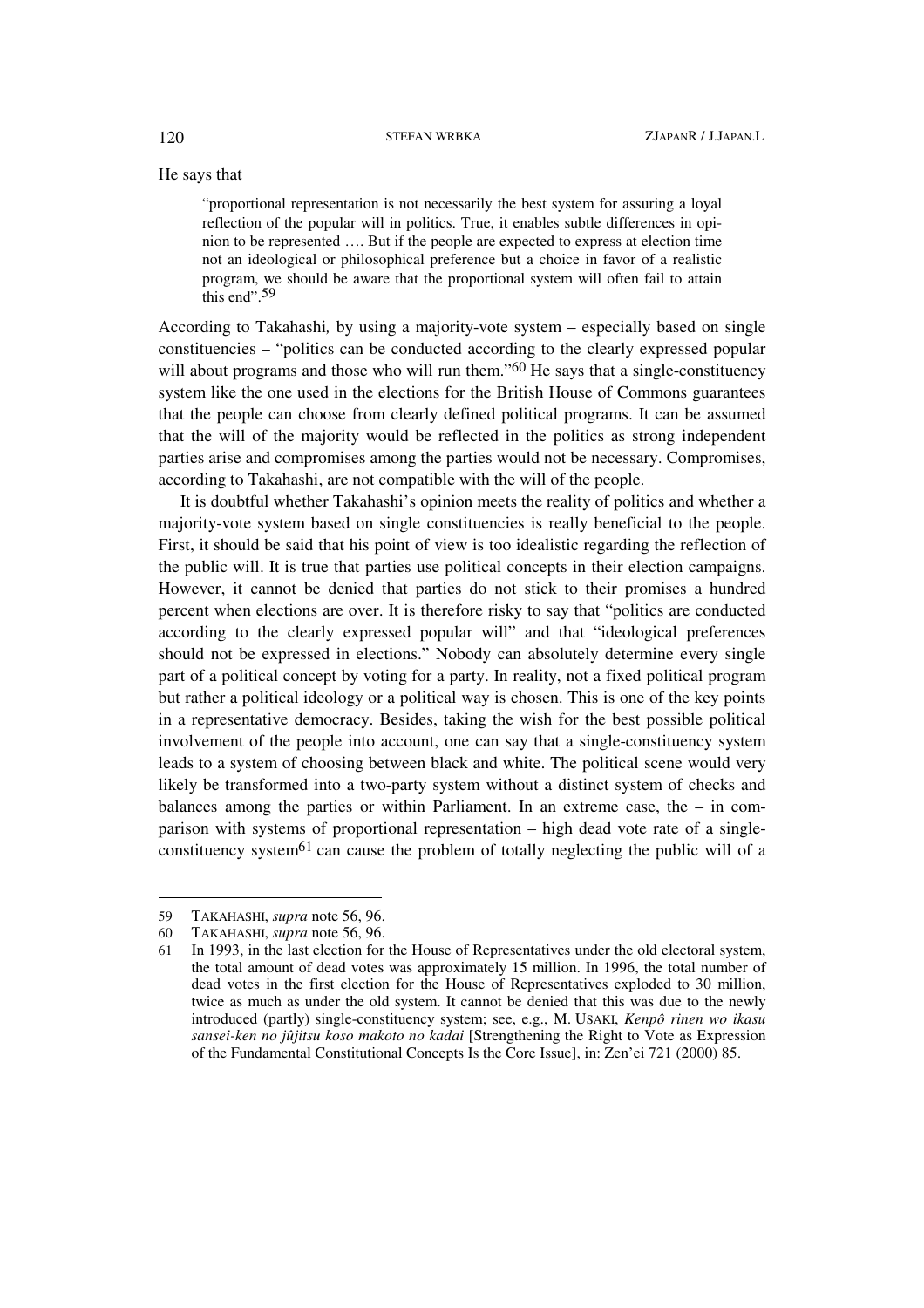He says that

> "proportional representation is not necessarily the best system for assuring a loyal reflection of the popular will in politics. True, it enables subtle differences in opinion to be represented …. But if the people are expected to express at election time not an ideological or philosophical preference but a choice in favor of a realistic program, we should be aware that the proportional system will often fail to attain this end".[59]

According to Takahashi*,* by using a majority-vote system – especially based on single constituencies – "politics can be conducted according to the clearly expressed popular will about programs and those who will run them."[60] He says that a single-constituency system like the one used in the elections for the British House of Commons guarantees that the people can choose from clearly defined political programs. It can be assumed that the will of the majority would be reflected in the politics as strong independent parties arise and compromises among the parties would not be necessary. Compromises, according to Takahashi, are not compatible with the will of the people.

It is doubtful whether Takahashi's opinion meets the reality of politics and whether a majority-vote system based on single constituencies is really beneficial to the people. First, it should be said that his point of view is too idealistic regarding the reflection of the public will. It is true that parties use political concepts in their election campaigns. However, it cannot be denied that parties do not stick to their promises a hundred percent when elections are over. It is therefore risky to say that "politics are conducted according to the clearly expressed popular will" and that "ideological preferences should not be expressed in elections." Nobody can absolutely determine every single part of a political concept by voting for a party. In reality, not a fixed political program but rather a political ideology or a political way is chosen. This is one of the key points in a representative democracy. Besides, taking the wish for the best possible political involvement of the people into account, one can say that a single-constituency system leads to a system of choosing between black and white. The political scene would very likely be transformed into a two-party system without a distinct system of checks and balances among the parties or within Parliament. In an extreme case, the – in comparison with systems of proportional representation – high dead vote rate of a single-constituency system[61] can cause the problem of totally neglecting the public will of a

---

59 TAKAHASHI, *supra* note 56, 96.

60 TAKAHASHI, *supra* note 56, 96.

61 In 1993, in the last election for the House of Representatives under the old electoral system, the total amount of dead votes was approximately 15 million. In 1996, the total number of dead votes in the first election for the House of Representatives exploded to 30 million, twice as much as under the old system. It cannot be denied that this was due to the newly introduced (partly) single-constituency system; see, e.g., M. USAKI, *Kenpô rinen wo ikasu sansei-ken no jûjitsu koso makoto no kadai* [Strengthening the Right to Vote as Expression of the Fundamental Constitutional Concepts Is the Core Issue], in: Zen'ei 721 (2000) 85.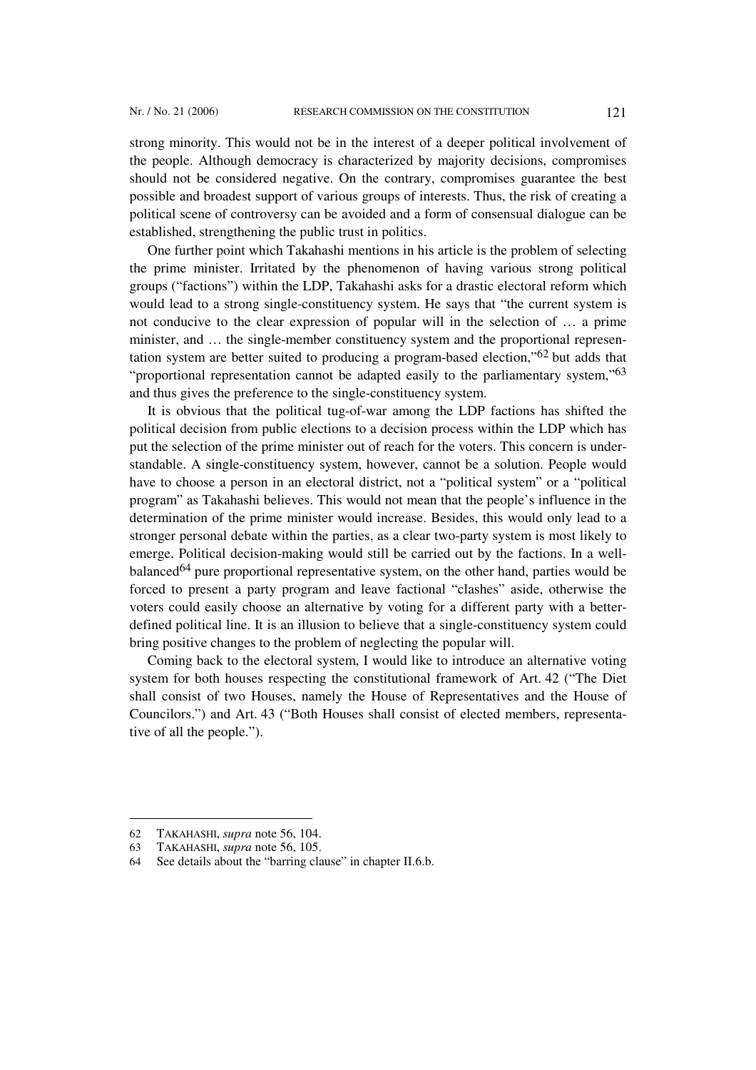strong minority. This would not be in the interest of a deeper political involvement of the people. Although democracy is characterized by majority decisions, compromises should not be considered negative. On the contrary, compromises guarantee the best possible and broadest support of various groups of interests. Thus, the risk of creating a political scene of controversy can be avoided and a form of consensual dialogue can be established, strengthening the public trust in politics.

One further point which Takahashi mentions in his article is the problem of selecting the prime minister. Irritated by the phenomenon of having various strong political groups ("factions") within the LDP, Takahashi asks for a drastic electoral reform which would lead to a strong single-constituency system. He says that "the current system is not conducive to the clear expression of popular will in the selection of … a prime minister, and … the single-member constituency system and the proportional representation system are better suited to producing a program-based election,"[62] but adds that "proportional representation cannot be adapted easily to the parliamentary system,"[63] and thus gives the preference to the single-constituency system.

It is obvious that the political tug-of-war among the LDP factions has shifted the political decision from public elections to a decision process within the LDP which has put the selection of the prime minister out of reach for the voters. This concern is understandable. A single-constituency system, however, cannot be a solution. People would have to choose a person in an electoral district, not a "political system" or a "political program" as Takahashi believes. This would not mean that the people's influence in the determination of the prime minister would increase. Besides, this would only lead to a stronger personal debate within the parties, as a clear two-party system is most likely to emerge. Political decision-making would still be carried out by the factions. In a well-balanced[64] pure proportional representative system, on the other hand, parties would be forced to present a party program and leave factional "clashes" aside, otherwise the voters could easily choose an alternative by voting for a different party with a better-defined political line. It is an illusion to believe that a single-constituency system could bring positive changes to the problem of neglecting the popular will.

Coming back to the electoral system, I would like to introduce an alternative voting system for both houses respecting the constitutional framework of Art. 42 ("The Diet shall consist of two Houses, namely the House of Representatives and the House of Councilors.") and Art. 43 ("Both Houses shall consist of elected members, representative of all the people.").

---

62 TAKAHASHI, *supra* note 56, 104.

63 TAKAHASHI, *supra* note 56, 105.

64 See details about the "barring clause" in chapter II.6.b.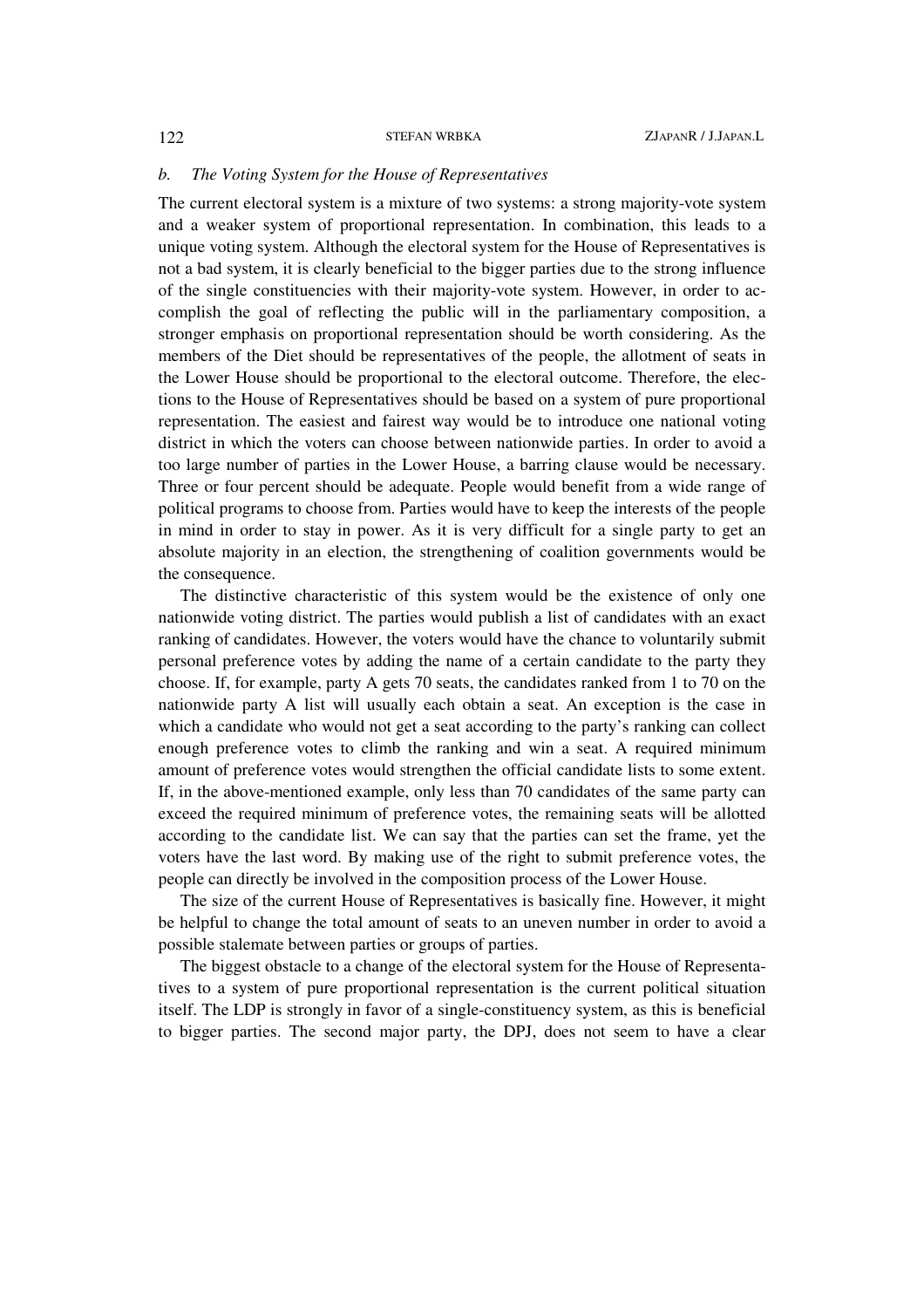### *b. The Voting System for the House of Representatives*

The current electoral system is a mixture of two systems: a strong majority-vote system and a weaker system of proportional representation. In combination, this leads to a unique voting system. Although the electoral system for the House of Representatives is not a bad system, it is clearly beneficial to the bigger parties due to the strong influence of the single constituencies with their majority-vote system. However, in order to accomplish the goal of reflecting the public will in the parliamentary composition, a stronger emphasis on proportional representation should be worth considering. As the members of the Diet should be representatives of the people, the allotment of seats in the Lower House should be proportional to the electoral outcome. Therefore, the elections to the House of Representatives should be based on a system of pure proportional representation. The easiest and fairest way would be to introduce one national voting district in which the voters can choose between nationwide parties. In order to avoid a too large number of parties in the Lower House, a barring clause would be necessary. Three or four percent should be adequate. People would benefit from a wide range of political programs to choose from. Parties would have to keep the interests of the people in mind in order to stay in power. As it is very difficult for a single party to get an absolute majority in an election, the strengthening of coalition governments would be the consequence.

The distinctive characteristic of this system would be the existence of only one nationwide voting district. The parties would publish a list of candidates with an exact ranking of candidates. However, the voters would have the chance to voluntarily submit personal preference votes by adding the name of a certain candidate to the party they choose. If, for example, party A gets 70 seats, the candidates ranked from 1 to 70 on the nationwide party A list will usually each obtain a seat. An exception is the case in which a candidate who would not get a seat according to the party's ranking can collect enough preference votes to climb the ranking and win a seat. A required minimum amount of preference votes would strengthen the official candidate lists to some extent. If, in the above-mentioned example, only less than 70 candidates of the same party can exceed the required minimum of preference votes, the remaining seats will be allotted according to the candidate list. We can say that the parties can set the frame, yet the voters have the last word. By making use of the right to submit preference votes, the people can directly be involved in the composition process of the Lower House.

The size of the current House of Representatives is basically fine. However, it might be helpful to change the total amount of seats to an uneven number in order to avoid a possible stalemate between parties or groups of parties.

The biggest obstacle to a change of the electoral system for the House of Representatives to a system of pure proportional representation is the current political situation itself. The LDP is strongly in favor of a single-constituency system, as this is beneficial to bigger parties. The second major party, the DPJ, does not seem to have a clear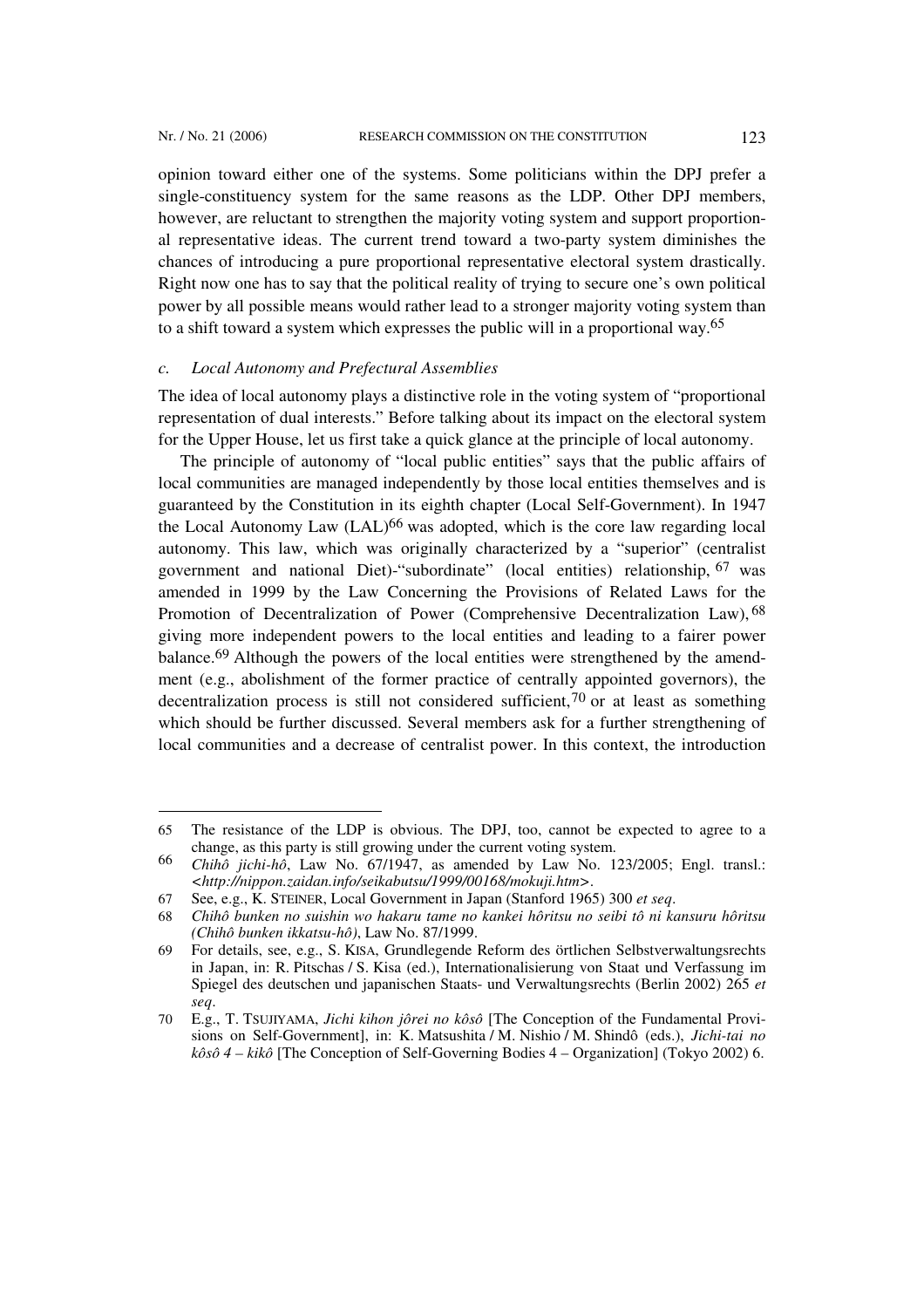opinion toward either one of the systems. Some politicians within the DPJ prefer a single-constituency system for the same reasons as the LDP. Other DPJ members, however, are reluctant to strengthen the majority voting system and support proportional representative ideas. The current trend toward a two-party system diminishes the chances of introducing a pure proportional representative electoral system drastically. Right now one has to say that the political reality of trying to secure one's own political power by all possible means would rather lead to a stronger majority voting system than to a shift toward a system which expresses the public will in a proportional way.[65]

### *c. Local Autonomy and Prefectural Assemblies*

The idea of local autonomy plays a distinctive role in the voting system of "proportional representation of dual interests." Before talking about its impact on the electoral system for the Upper House, let us first take a quick glance at the principle of local autonomy.

The principle of autonomy of "local public entities" says that the public affairs of local communities are managed independently by those local entities themselves and is guaranteed by the Constitution in its eighth chapter (Local Self-Government). In 1947 the Local Autonomy Law (LAL)[66] was adopted, which is the core law regarding local autonomy. This law, which was originally characterized by a "superior" (centralist government and national Diet)-"subordinate" (local entities) relationship,[67] was amended in 1999 by the Law Concerning the Provisions of Related Laws for the Promotion of Decentralization of Power (Comprehensive Decentralization Law),[68] giving more independent powers to the local entities and leading to a fairer power balance.[69] Although the powers of the local entities were strengthened by the amendment (e.g., abolishment of the former practice of centrally appointed governors), the decentralization process is still not considered sufficient,[70] or at least as something which should be further discussed. Several members ask for a further strengthening of local communities and a decrease of centralist power. In this context, the introduction

---

65 The resistance of the LDP is obvious. The DPJ, too, cannot be expected to agree to a change, as this party is still growing under the current voting system.

66 *Chihô jichi-hô*, Law No. 67/1947, as amended by Law No. 123/2005; Engl. transl.: *<http://nippon.zaidan.info/seikabutsu/1999/00168/mokuji.htm>*.

67 See, e.g., K. STEINER, Local Government in Japan (Stanford 1965) 300 *et seq*.

68 *Chihô bunken no suishin wo hakaru tame no kankei hôritsu no seibi tô ni kansuru hôritsu (Chihô bunken ikkatsu-hô)*, Law No. 87/1999.

69 For details, see, e.g., S. KISA, Grundlegende Reform des örtlichen Selbstverwaltungsrechts in Japan, in: R. Pitschas / S. Kisa (ed.), Internationalisierung von Staat und Verfassung im Spiegel des deutschen und japanischen Staats- und Verwaltungsrechts (Berlin 2002) 265 *et seq*.

70 E.g., T. TSUJIYAMA, *Jichi kihon jôrei no kôsô* [The Conception of the Fundamental Provisions on Self-Government], in: K. Matsushita / M. Nishio / M. Shindô (eds.), *Jichi-tai no kôsô 4 – kikô* [The Conception of Self-Governing Bodies 4 – Organization] (Tokyo 2002) 6.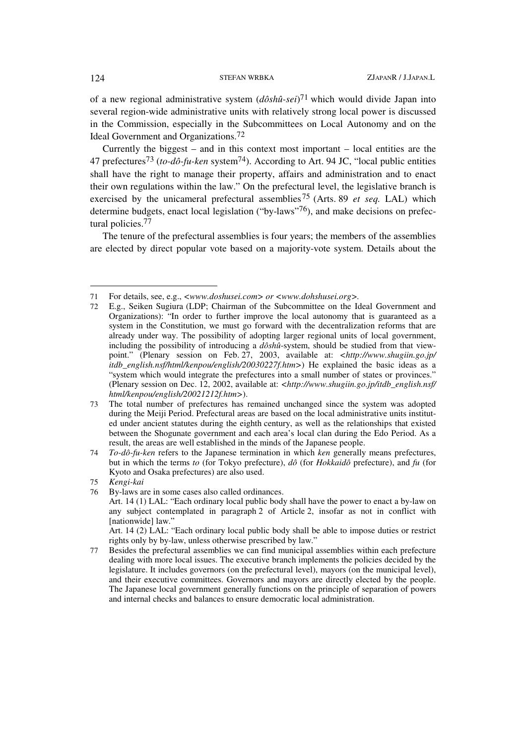of a new regional administrative system (*dôshû-sei*)[71] which would divide Japan into several region-wide administrative units with relatively strong local power is discussed in the Commission, especially in the Subcommittees on Local Autonomy and on the Ideal Government and Organizations.[72]

Currently the biggest – and in this context most important – local entities are the 47 prefectures[73] (*to-dô-fu-ken* system[74]). According to Art. 94 JC, "local public entities shall have the right to manage their property, affairs and administration and to enact their own regulations within the law." On the prefectural level, the legislative branch is exercised by the unicameral prefectural assemblies[75] (Arts. 89 *et seq.* LAL) which determine budgets, enact local legislation ("by-laws"[76]), and make decisions on prefectural policies.[77]

The tenure of the prefectural assemblies is four years; the members of the assemblies are elected by direct popular vote based on a majority-vote system. Details about the

---

71 For details, see, e.g., <*www.doshusei.com*> *or* <*www.dohshusei.org*>.

72 E.g., Seiken Sugiura (LDP; Chairman of the Subcommittee on the Ideal Government and Organizations): "In order to further improve the local autonomy that is guaranteed as a system in the Constitution, we must go forward with the decentralization reforms that are already under way. The possibility of adopting larger regional units of local government, including the possibility of introducing a *dôshû*-system, should be studied from that viewpoint." (Plenary session on Feb. 27, 2003, available at: <*http://www.shugiin.go.jp/itdb_english.nsf/html/kenpou/english/20030227f.htm*>) He explained the basic ideas as a "system which would integrate the prefectures into a small number of states or provinces." (Plenary session on Dec. 12, 2002, available at: <*http://www.shugiin.go.jp/itdb_english.nsf/html/kenpou/english/20021212f.htm*>).

73 The total number of prefectures has remained unchanged since the system was adopted during the Meiji Period. Prefectural areas are based on the local administrative units instituted under ancient statutes during the eighth century, as well as the relationships that existed between the Shogunate government and each area's local clan during the Edo Period. As a result, the areas are well established in the minds of the Japanese people.

74 *To-dô-fu-ken* refers to the Japanese termination in which *ken* generally means prefectures, but in which the terms *to* (for Tokyo prefecture), *dô* (for *Hokkaidô* prefecture), and *fu* (for Kyoto and Osaka prefectures) are also used.

75 *Kengi-kai*

76 By-laws are in some cases also called ordinances.
Art. 14 (1) LAL: "Each ordinary local public body shall have the power to enact a by-law on any subject contemplated in paragraph 2 of Article 2, insofar as not in conflict with [nationwide] law."
Art. 14 (2) LAL: "Each ordinary local public body shall be able to impose duties or restrict rights only by by-law, unless otherwise prescribed by law."

77 Besides the prefectural assemblies we can find municipal assemblies within each prefecture dealing with more local issues. The executive branch implements the policies decided by the legislature. It includes governors (on the prefectural level), mayors (on the municipal level), and their executive committees. Governors and mayors are directly elected by the people. The Japanese local government generally functions on the principle of separation of powers and internal checks and balances to ensure democratic local administration.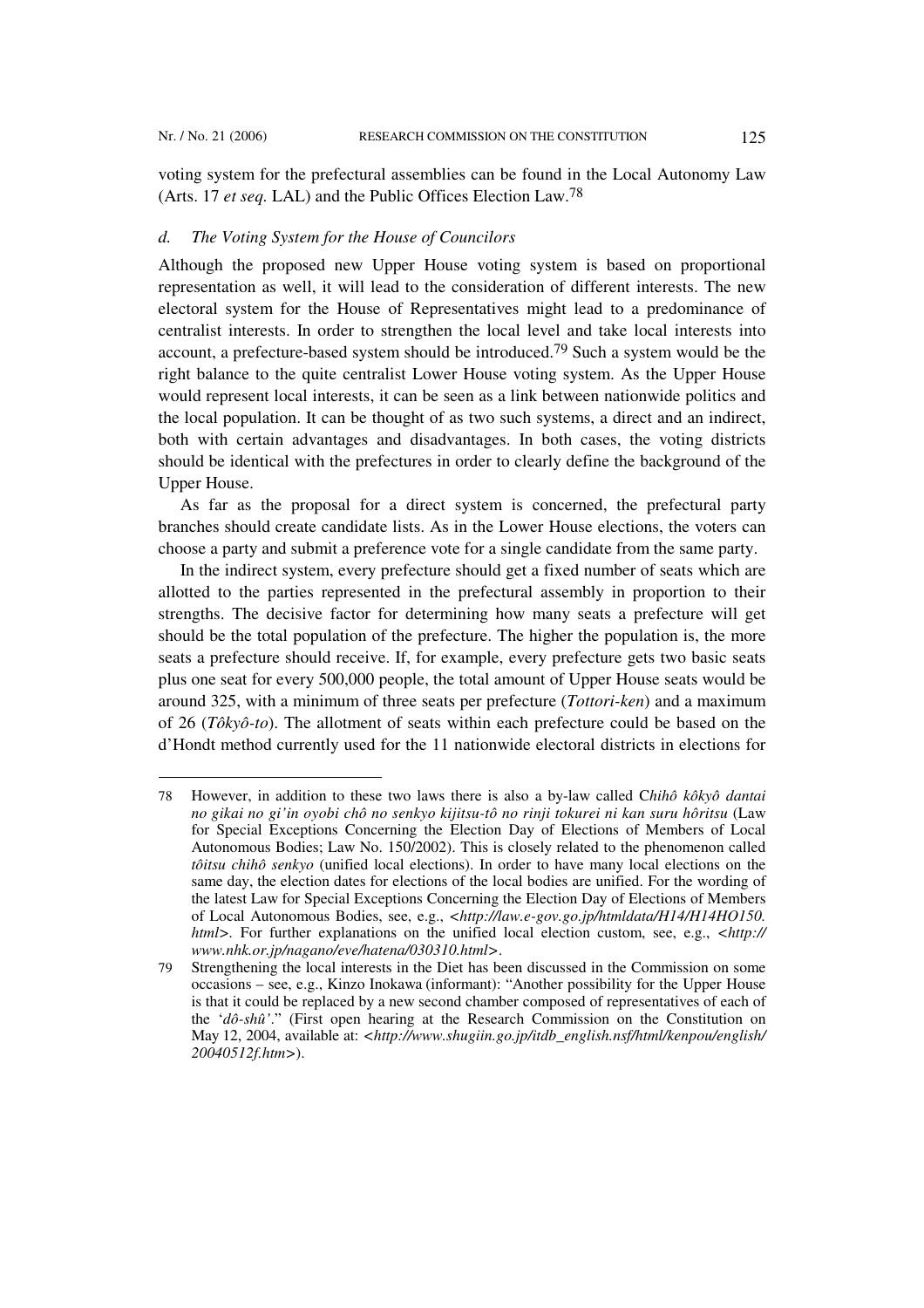voting system for the prefectural assemblies can be found in the Local Autonomy Law (Arts. 17 *et seq.* LAL) and the Public Offices Election Law.[78]

#### *d. The Voting System for the House of Councilors*

Although the proposed new Upper House voting system is based on proportional representation as well, it will lead to the consideration of different interests. The new electoral system for the House of Representatives might lead to a predominance of centralist interests. In order to strengthen the local level and take local interests into account, a prefecture-based system should be introduced.[79] Such a system would be the right balance to the quite centralist Lower House voting system. As the Upper House would represent local interests, it can be seen as a link between nationwide politics and the local population. It can be thought of as two such systems, a direct and an indirect, both with certain advantages and disadvantages. In both cases, the voting districts should be identical with the prefectures in order to clearly define the background of the Upper House.

As far as the proposal for a direct system is concerned, the prefectural party branches should create candidate lists. As in the Lower House elections, the voters can choose a party and submit a preference vote for a single candidate from the same party.

In the indirect system, every prefecture should get a fixed number of seats which are allotted to the parties represented in the prefectural assembly in proportion to their strengths. The decisive factor for determining how many seats a prefecture will get should be the total population of the prefecture. The higher the population is, the more seats a prefecture should receive. If, for example, every prefecture gets two basic seats plus one seat for every 500,000 people, the total amount of Upper House seats would be around 325, with a minimum of three seats per prefecture (*Tottori-ken*) and a maximum of 26 (*Tôkyô-to*). The allotment of seats within each prefecture could be based on the d'Hondt method currently used for the 11 nationwide electoral districts in elections for

---

78 However, in addition to these two laws there is also a by-law called C*hihô kôkyô dantai no gikai no gi'in oyobi chô no senkyo kijitsu-tô no rinji tokurei ni kan suru hôritsu* (Law for Special Exceptions Concerning the Election Day of Elections of Members of Local Autonomous Bodies; Law No. 150/2002). This is closely related to the phenomenon called *tôitsu chihô senkyo* (unified local elections). In order to have many local elections on the same day, the election dates for elections of the local bodies are unified. For the wording of the latest Law for Special Exceptions Concerning the Election Day of Elections of Members of Local Autonomous Bodies, see, e.g., <*http://law.e-gov.go.jp/htmldata/H14/H14HO150.html*>. For further explanations on the unified local election custom, see, e.g., <*http://www.nhk.or.jp/nagano/eve/hatena/030310.html*>.

79 Strengthening the local interests in the Diet has been discussed in the Commission on some occasions – see, e.g., Kinzo Inokawa (informant): "Another possibility for the Upper House is that it could be replaced by a new second chamber composed of representatives of each of the '*dô-shû'*." (First open hearing at the Research Commission on the Constitution on May 12, 2004, available at: <*http://www.shugiin.go.jp/itdb_english.nsf/html/kenpou/english/20040512f.htm*>).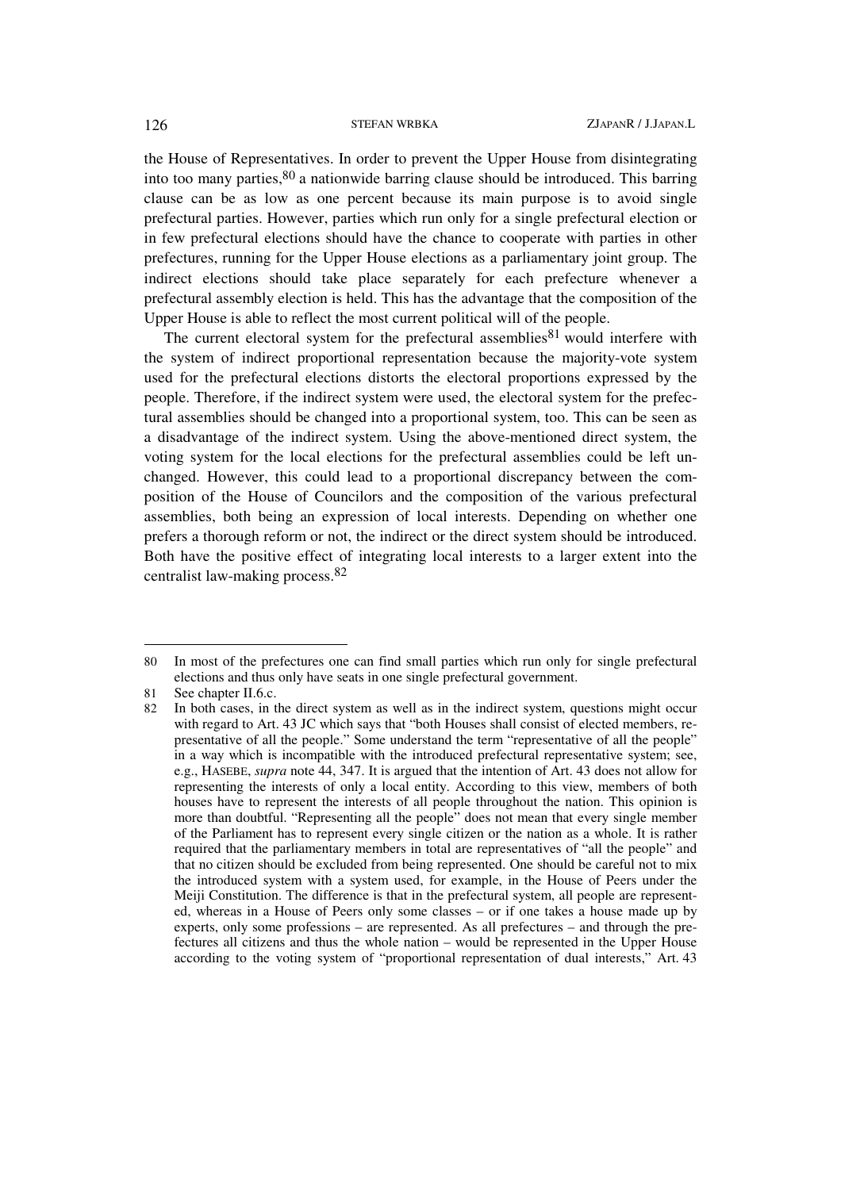the House of Representatives. In order to prevent the Upper House from disintegrating into too many parties,[80] a nationwide barring clause should be introduced. This barring clause can be as low as one percent because its main purpose is to avoid single prefectural parties. However, parties which run only for a single prefectural election or in few prefectural elections should have the chance to cooperate with parties in other prefectures, running for the Upper House elections as a parliamentary joint group. The indirect elections should take place separately for each prefecture whenever a prefectural assembly election is held. This has the advantage that the composition of the Upper House is able to reflect the most current political will of the people.

The current electoral system for the prefectural assemblies[81] would interfere with the system of indirect proportional representation because the majority-vote system used for the prefectural elections distorts the electoral proportions expressed by the people. Therefore, if the indirect system were used, the electoral system for the prefectural assemblies should be changed into a proportional system, too. This can be seen as a disadvantage of the indirect system. Using the above-mentioned direct system, the voting system for the local elections for the prefectural assemblies could be left unchanged. However, this could lead to a proportional discrepancy between the composition of the House of Councilors and the composition of the various prefectural assemblies, both being an expression of local interests. Depending on whether one prefers a thorough reform or not, the indirect or the direct system should be introduced. Both have the positive effect of integrating local interests to a larger extent into the centralist law-making process.[82]

---

80 In most of the prefectures one can find small parties which run only for single prefectural elections and thus only have seats in one single prefectural government.

81 See chapter II.6.c.

82 In both cases, in the direct system as well as in the indirect system, questions might occur with regard to Art. 43 JC which says that "both Houses shall consist of elected members, representative of all the people." Some understand the term "representative of all the people" in a way which is incompatible with the introduced prefectural representative system; see, e.g., HASEBE, *supra* note 44, 347. It is argued that the intention of Art. 43 does not allow for representing the interests of only a local entity. According to this view, members of both houses have to represent the interests of all people throughout the nation. This opinion is more than doubtful. "Representing all the people" does not mean that every single member of the Parliament has to represent every single citizen or the nation as a whole. It is rather required that the parliamentary members in total are representatives of "all the people" and that no citizen should be excluded from being represented. One should be careful not to mix the introduced system with a system used, for example, in the House of Peers under the Meiji Constitution. The difference is that in the prefectural system, all people are represented, whereas in a House of Peers only some classes – or if one takes a house made up by experts, only some professions – are represented. As all prefectures – and through the prefectures all citizens and thus the whole nation – would be represented in the Upper House according to the voting system of "proportional representation of dual interests," Art. 43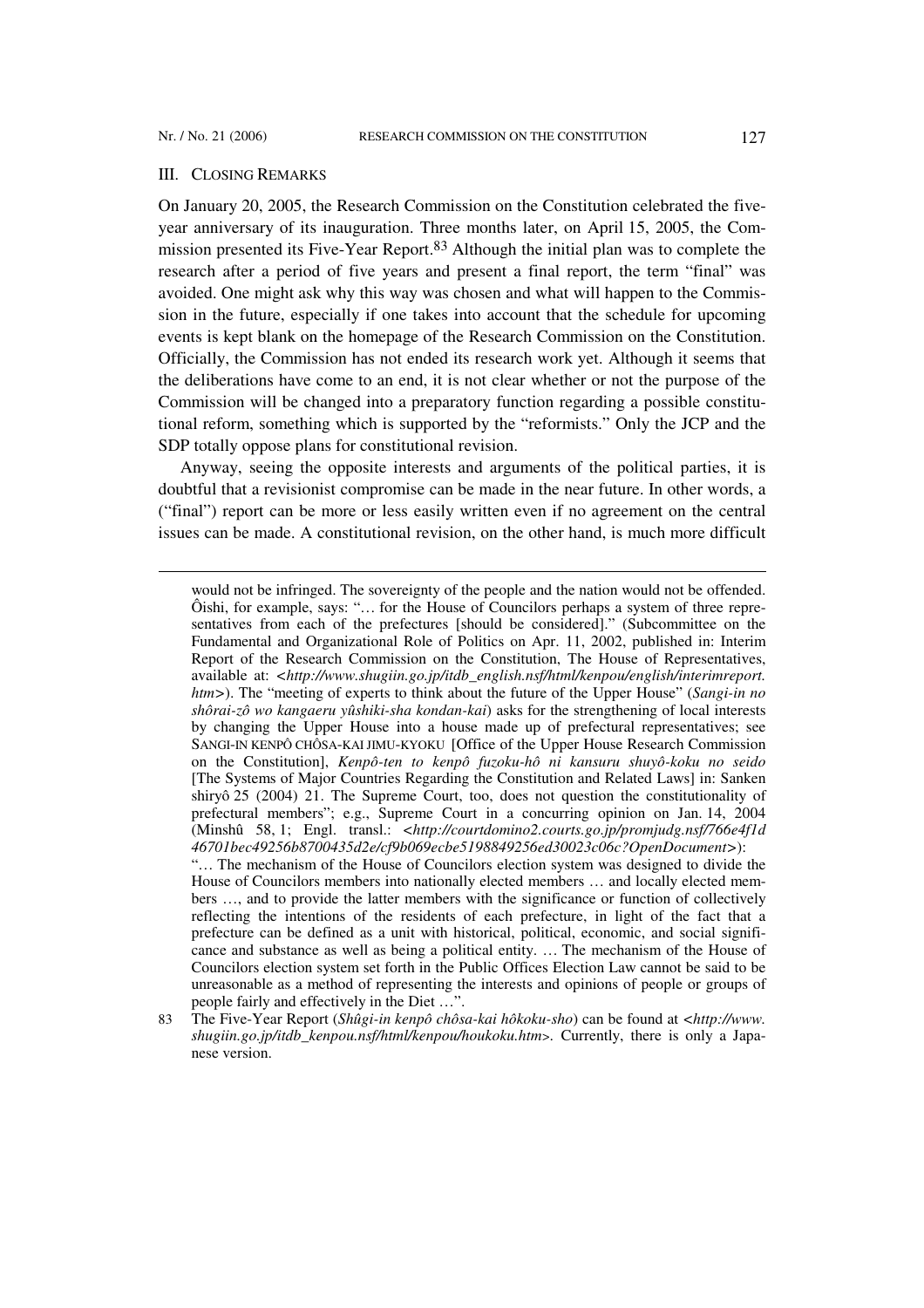## III. Closing Remarks

On January 20, 2005, the Research Commission on the Constitution celebrated the five-year anniversary of its inauguration. Three months later, on April 15, 2005, the Commission presented its Five-Year Report.[83] Although the initial plan was to complete the research after a period of five years and present a final report, the term "final" was avoided. One might ask why this way was chosen and what will happen to the Commission in the future, especially if one takes into account that the schedule for upcoming events is kept blank on the homepage of the Research Commission on the Constitution. Officially, the Commission has not ended its research work yet. Although it seems that the deliberations have come to an end, it is not clear whether or not the purpose of the Commission will be changed into a preparatory function regarding a possible constitutional reform, something which is supported by the "reformists." Only the JCP and the SDP totally oppose plans for constitutional revision.

Anyway, seeing the opposite interests and arguments of the political parties, it is doubtful that a revisionist compromise can be made in the near future. In other words, a ("final") report can be more or less easily written even if no agreement on the central issues can be made. A constitutional revision, on the other hand, is much more difficult

---

would not be infringed. The sovereignty of the people and the nation would not be offended. Ôishi, for example, says: "… for the House of Councilors perhaps a system of three representatives from each of the prefectures [should be considered]." (Subcommittee on the Fundamental and Organizational Role of Politics on Apr. 11, 2002, published in: Interim Report of the Research Commission on the Constitution, The House of Representatives, available at: <*http://www.shugiin.go.jp/itdb_english.nsf/html/kenpou/english/interimreport.htm*>). The "meeting of experts to think about the future of the Upper House" (*Sangi-in no shôrai-zô wo kangaeru yûshiki-sha kondan-kai*) asks for the strengthening of local interests by changing the Upper House into a house made up of prefectural representatives; see SANGI-IN KENPÔ CHÔSA-KAI JIMU-KYOKU [Office of the Upper House Research Commission on the Constitution], *Kenpô-ten to kenpô fuzoku-hô ni kansuru shuyô-koku no seido* [The Systems of Major Countries Regarding the Constitution and Related Laws] in: Sanken shiryô 25 (2004) 21. The Supreme Court, too, does not question the constitutionality of prefectural members"; e.g., Supreme Court in a concurring opinion on Jan. 14, 2004 (Minshû 58, 1; Engl. transl.: <*http://courtdomino2.courts.go.jp/promjudg.nsf/766e4f1d46701bec49256b8700435d2e/cf9b069ecbe5198849256ed30023c06c?OpenDocument*>): "… The mechanism of the House of Councilors election system was designed to divide the House of Councilors members into nationally elected members … and locally elected members …, and to provide the latter members with the significance or function of collectively reflecting the intentions of the residents of each prefecture, in light of the fact that a prefecture can be defined as a unit with historical, political, economic, and social significance and substance as well as being a political entity. … The mechanism of the House of Councilors election system set forth in the Public Offices Election Law cannot be said to be unreasonable as a method of representing the interests and opinions of people or groups of people fairly and effectively in the Diet …".

83 The Five-Year Report (*Shûgi-in kenpô chôsa-kai hôkoku-sho*) can be found at <*http://www.shugiin.go.jp/itdb_kenpou.nsf/html/kenpou/houkoku.htm*>. Currently, there is only a Japanese version.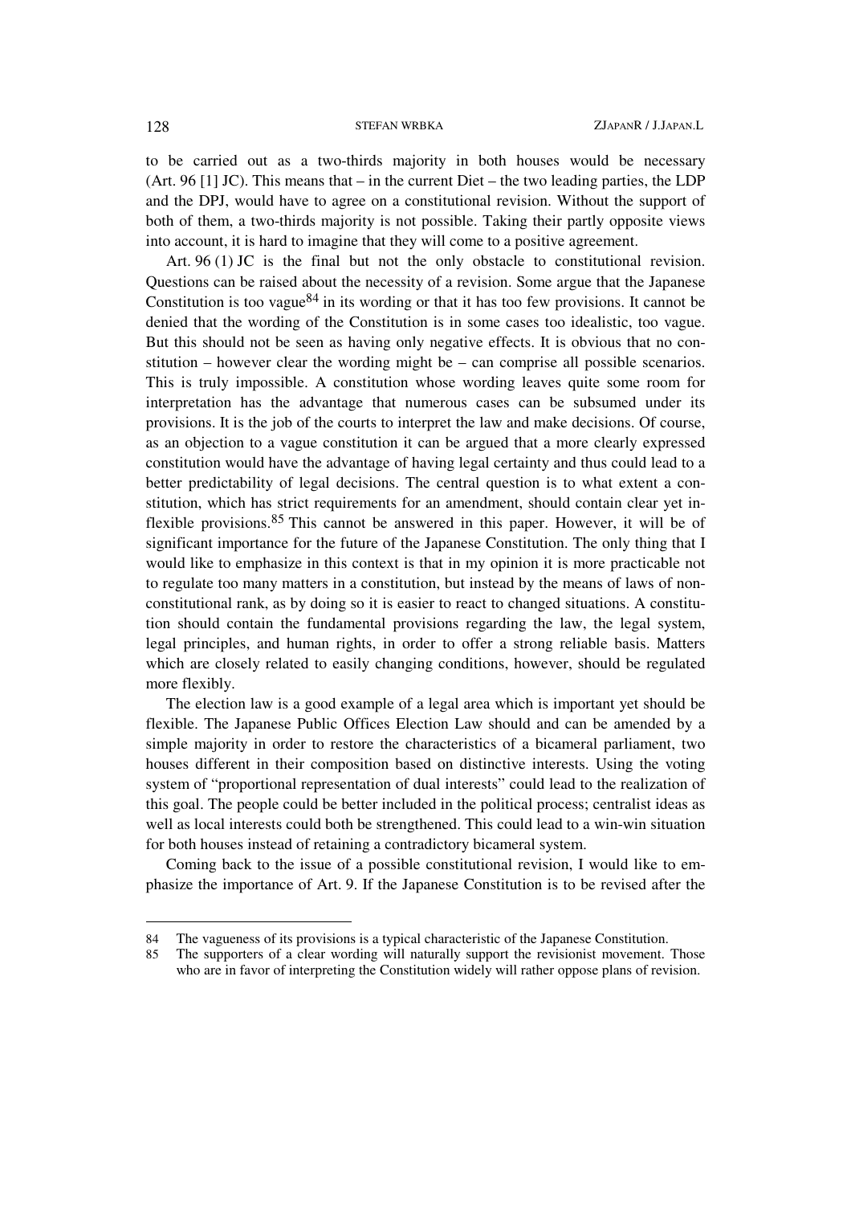to be carried out as a two-thirds majority in both houses would be necessary (Art. 96 [1] JC). This means that – in the current Diet – the two leading parties, the LDP and the DPJ, would have to agree on a constitutional revision. Without the support of both of them, a two-thirds majority is not possible. Taking their partly opposite views into account, it is hard to imagine that they will come to a positive agreement.

Art. 96 (1) JC is the final but not the only obstacle to constitutional revision. Questions can be raised about the necessity of a revision. Some argue that the Japanese Constitution is too vague[84] in its wording or that it has too few provisions. It cannot be denied that the wording of the Constitution is in some cases too idealistic, too vague. But this should not be seen as having only negative effects. It is obvious that no constitution – however clear the wording might be – can comprise all possible scenarios. This is truly impossible. A constitution whose wording leaves quite some room for interpretation has the advantage that numerous cases can be subsumed under its provisions. It is the job of the courts to interpret the law and make decisions. Of course, as an objection to a vague constitution it can be argued that a more clearly expressed constitution would have the advantage of having legal certainty and thus could lead to a better predictability of legal decisions. The central question is to what extent a constitution, which has strict requirements for an amendment, should contain clear yet inflexible provisions.[85] This cannot be answered in this paper. However, it will be of significant importance for the future of the Japanese Constitution. The only thing that I would like to emphasize in this context is that in my opinion it is more practicable not to regulate too many matters in a constitution, but instead by the means of laws of non-constitutional rank, as by doing so it is easier to react to changed situations. A constitution should contain the fundamental provisions regarding the law, the legal system, legal principles, and human rights, in order to offer a strong reliable basis. Matters which are closely related to easily changing conditions, however, should be regulated more flexibly.

The election law is a good example of a legal area which is important yet should be flexible. The Japanese Public Offices Election Law should and can be amended by a simple majority in order to restore the characteristics of a bicameral parliament, two houses different in their composition based on distinctive interests. Using the voting system of "proportional representation of dual interests" could lead to the realization of this goal. The people could be better included in the political process; centralist ideas as well as local interests could both be strengthened. This could lead to a win-win situation for both houses instead of retaining a contradictory bicameral system.

Coming back to the issue of a possible constitutional revision, I would like to emphasize the importance of Art. 9. If the Japanese Constitution is to be revised after the

---

84 The vagueness of its provisions is a typical characteristic of the Japanese Constitution.

85 The supporters of a clear wording will naturally support the revisionist movement. Those who are in favor of interpreting the Constitution widely will rather oppose plans of revision.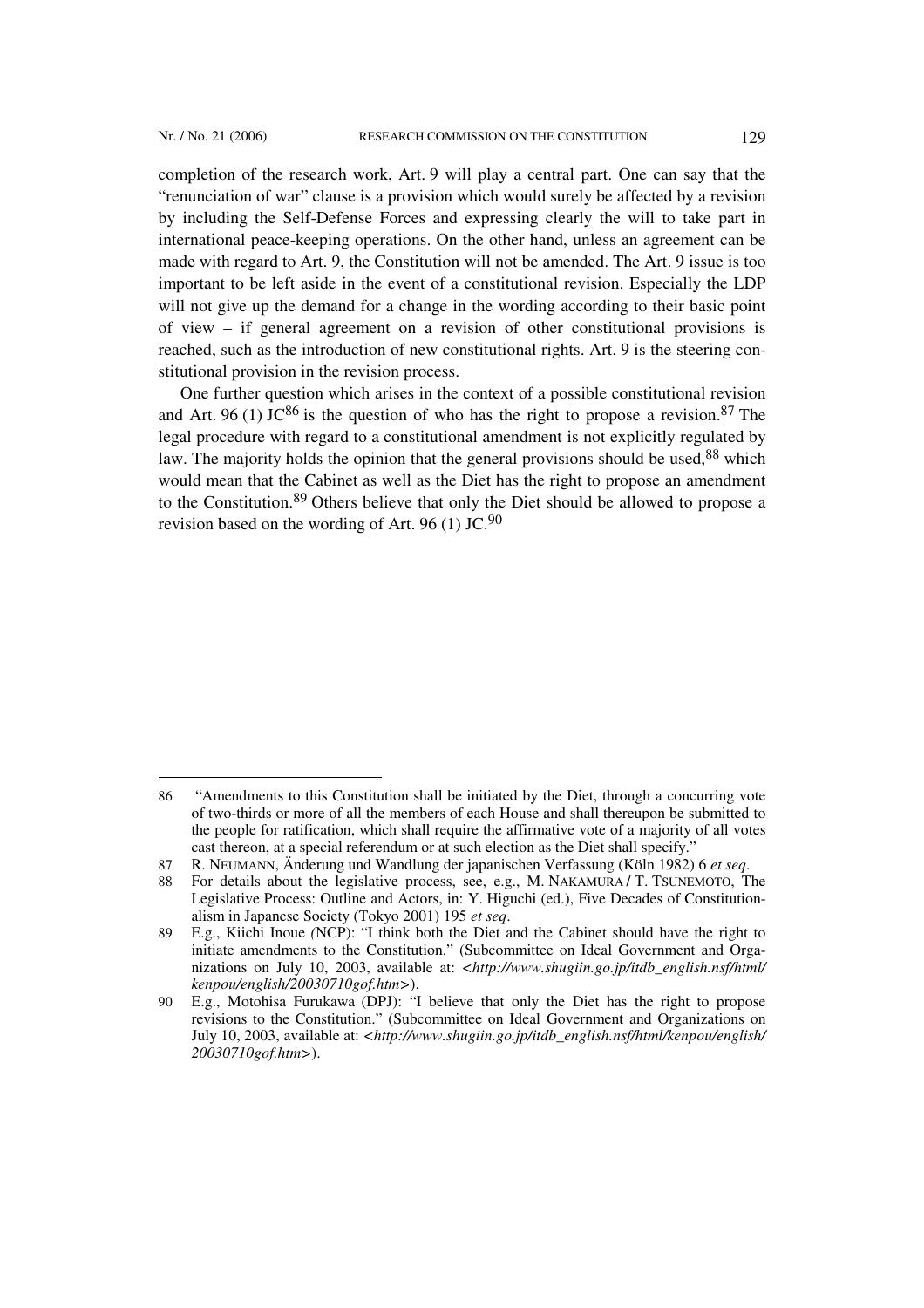completion of the research work, Art. 9 will play a central part. One can say that the "renunciation of war" clause is a provision which would surely be affected by a revision by including the Self-Defense Forces and expressing clearly the will to take part in international peace-keeping operations. On the other hand, unless an agreement can be made with regard to Art. 9, the Constitution will not be amended. The Art. 9 issue is too important to be left aside in the event of a constitutional revision. Especially the LDP will not give up the demand for a change in the wording according to their basic point of view – if general agreement on a revision of other constitutional provisions is reached, such as the introduction of new constitutional rights. Art. 9 is the steering constitutional provision in the revision process.

One further question which arises in the context of a possible constitutional revision and Art. 96 (1) JC[86] is the question of who has the right to propose a revision.[87] The legal procedure with regard to a constitutional amendment is not explicitly regulated by law. The majority holds the opinion that the general provisions should be used,[88] which would mean that the Cabinet as well as the Diet has the right to propose an amendment to the Constitution.[89] Others believe that only the Diet should be allowed to propose a revision based on the wording of Art. 96 (1) JC.[90]

---

86 "Amendments to this Constitution shall be initiated by the Diet, through a concurring vote of two-thirds or more of all the members of each House and shall thereupon be submitted to the people for ratification, which shall require the affirmative vote of a majority of all votes cast thereon, at a special referendum or at such election as the Diet shall specify."

87 R. NEUMANN, Änderung und Wandlung der japanischen Verfassung (Köln 1982) 6 *et seq*.

88 For details about the legislative process, see, e.g., M. NAKAMURA / T. TSUNEMOTO, The Legislative Process: Outline and Actors, in: Y. Higuchi (ed.), Five Decades of Constitutionalism in Japanese Society (Tokyo 2001) 195 *et seq*.

89 E.g., Kiichi Inoue (NCP): "I think both the Diet and the Cabinet should have the right to initiate amendments to the Constitution." (Subcommittee on Ideal Government and Organizations on July 10, 2003, available at: <*http://www.shugiin.go.jp/itdb_english.nsf/html/kenpou/english/20030710gof.htm*>).

90 E.g., Motohisa Furukawa (DPJ): "I believe that only the Diet has the right to propose revisions to the Constitution." (Subcommittee on Ideal Government and Organizations on July 10, 2003, available at: <*http://www.shugiin.go.jp/itdb_english.nsf/html/kenpou/english/20030710gof.htm*>).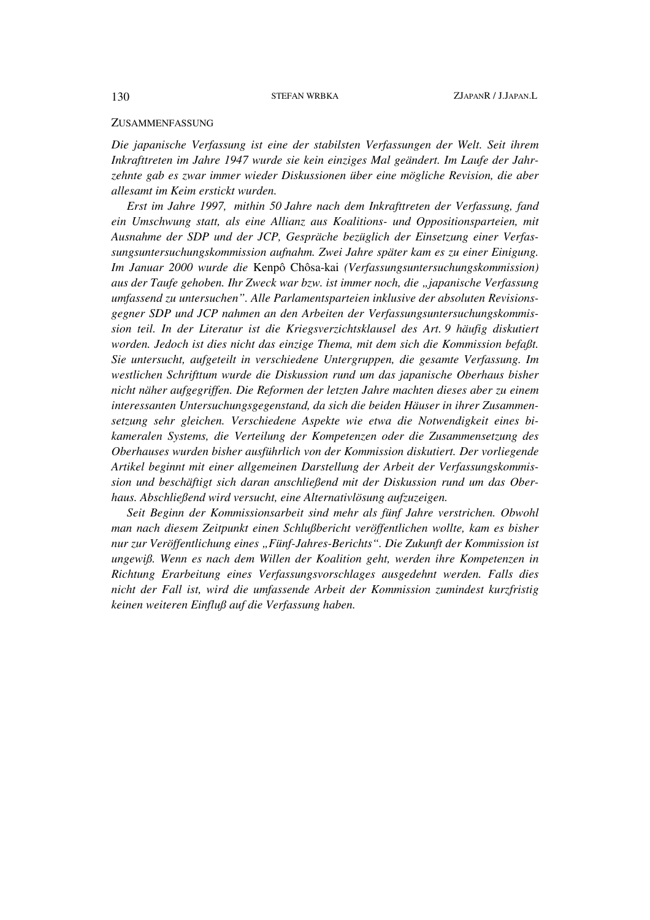## ZUSAMMENFASSUNG

*Die japanische Verfassung ist eine der stabilsten Verfassungen der Welt. Seit ihrem Inkrafttreten im Jahre 1947 wurde sie kein einziges Mal geändert. Im Laufe der Jahrzehnte gab es zwar immer wieder Diskussionen über eine mögliche Revision, die aber allesamt im Keim erstickt wurden.*

*Erst im Jahre 1997, mithin 50 Jahre nach dem Inkrafttreten der Verfassung, fand ein Umschwung statt, als eine Allianz aus Koalitions- und Oppositionsparteien, mit Ausnahme der SDP und der JCP, Gespräche bezüglich der Einsetzung einer Verfassungsuntersuchungskommission aufnahm. Zwei Jahre später kam es zu einer Einigung. Im Januar 2000 wurde die* Kenpô Chôsa-kai *(Verfassungsuntersuchungskommission) aus der Taufe gehoben. Ihr Zweck war bzw. ist immer noch, die „japanische Verfassung umfassend zu untersuchen". Alle Parlamentsparteien inklusive der absoluten Revisionsgegner SDP und JCP nahmen an den Arbeiten der Verfassungsuntersuchungskommission teil. In der Literatur ist die Kriegsverzichtsklausel des Art. 9 häufig diskutiert worden. Jedoch ist dies nicht das einzige Thema, mit dem sich die Kommission befaßt. Sie untersucht, aufgeteilt in verschiedene Untergruppen, die gesamte Verfassung. Im westlichen Schrifttum wurde die Diskussion rund um das japanische Oberhaus bisher nicht näher aufgegriffen. Die Reformen der letzten Jahre machten dieses aber zu einem interessanten Untersuchungsgegenstand, da sich die beiden Häuser in ihrer Zusammensetzung sehr gleichen. Verschiedene Aspekte wie etwa die Notwendigkeit eines bikameralen Systems, die Verteilung der Kompetenzen oder die Zusammensetzung des Oberhauses wurden bisher ausführlich von der Kommission diskutiert. Der vorliegende Artikel beginnt mit einer allgemeinen Darstellung der Arbeit der Verfassungskommission und beschäftigt sich daran anschließend mit der Diskussion rund um das Oberhaus. Abschließend wird versucht, eine Alternativlösung aufzuzeigen.*

*Seit Beginn der Kommissionsarbeit sind mehr als fünf Jahre verstrichen. Obwohl man nach diesem Zeitpunkt einen Schlußbericht veröffentlichen wollte, kam es bisher nur zur Veröffentlichung eines „Fünf-Jahres-Berichts". Die Zukunft der Kommission ist ungewiß. Wenn es nach dem Willen der Koalition geht, werden ihre Kompetenzen in Richtung Erarbeitung eines Verfassungsvorschlages ausgedehnt werden. Falls dies nicht der Fall ist, wird die umfassende Arbeit der Kommission zumindest kurzfristig keinen weiteren Einfluß auf die Verfassung haben.*